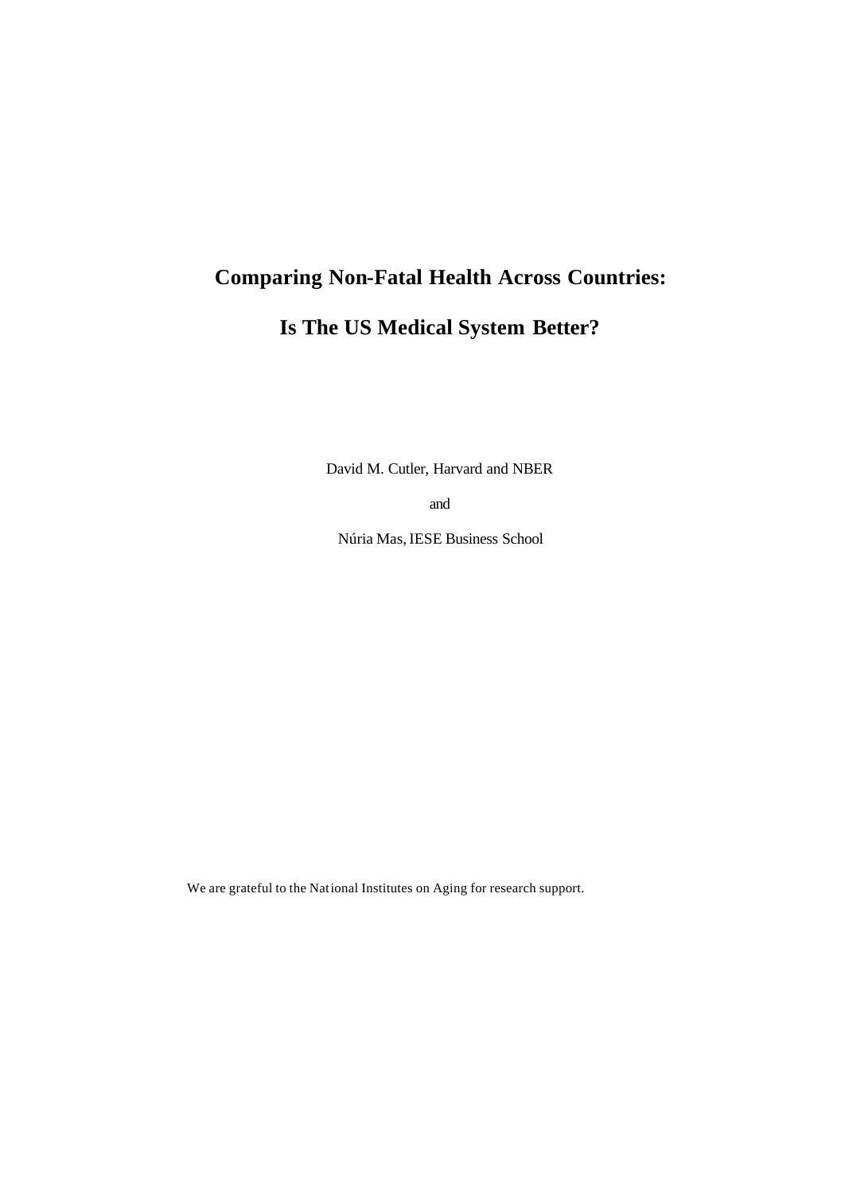# Comparing Non-Fatal Health Across Countries:

# Is The US Medical System Better?

David M. Cutler, Harvard and NBER

and

Núria Mas, IESE Business School

We are grateful to the National Institutes on Aging for research support.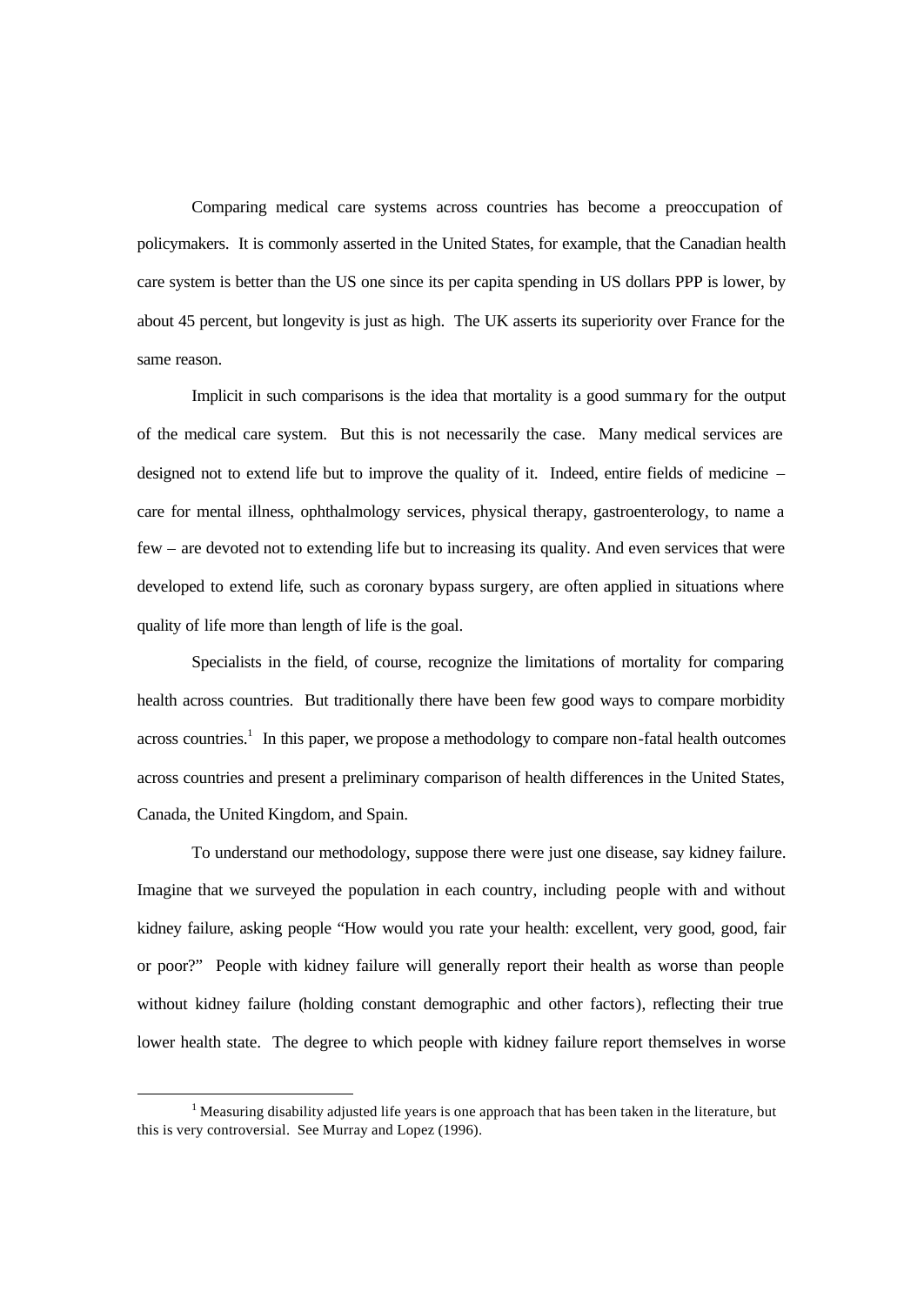Comparing medical care systems across countries has become a preoccupation of policymakers. It is commonly asserted in the United States, for example, that the Canadian health care system is better than the US one since its per capita spending in US dollars PPP is lower, by about 45 percent, but longevity is just as high. The UK asserts its superiority over France for the same reason.

Implicit in such comparisons is the idea that mortality is a good summary for the output of the medical care system. But this is not necessarily the case. Many medical services are designed not to extend life but to improve the quality of it. Indeed, entire fields of medicine – care for mental illness, ophthalmology services, physical therapy, gastroenterology, to name a few – are devoted not to extending life but to increasing its quality. And even services that were developed to extend life, such as coronary bypass surgery, are often applied in situations where quality of life more than length of life is the goal.

Specialists in the field, of course, recognize the limitations of mortality for comparing health across countries. But traditionally there have been few good ways to compare morbidity across countries.[1] In this paper, we propose a methodology to compare non-fatal health outcomes across countries and present a preliminary comparison of health differences in the United States, Canada, the United Kingdom, and Spain.

To understand our methodology, suppose there were just one disease, say kidney failure. Imagine that we surveyed the population in each country, including people with and without kidney failure, asking people "How would you rate your health: excellent, very good, good, fair or poor?" People with kidney failure will generally report their health as worse than people without kidney failure (holding constant demographic and other factors), reflecting their true lower health state. The degree to which people with kidney failure report themselves in worse

[1] Measuring disability adjusted life years is one approach that has been taken in the literature, but this is very controversial. See Murray and Lopez (1996).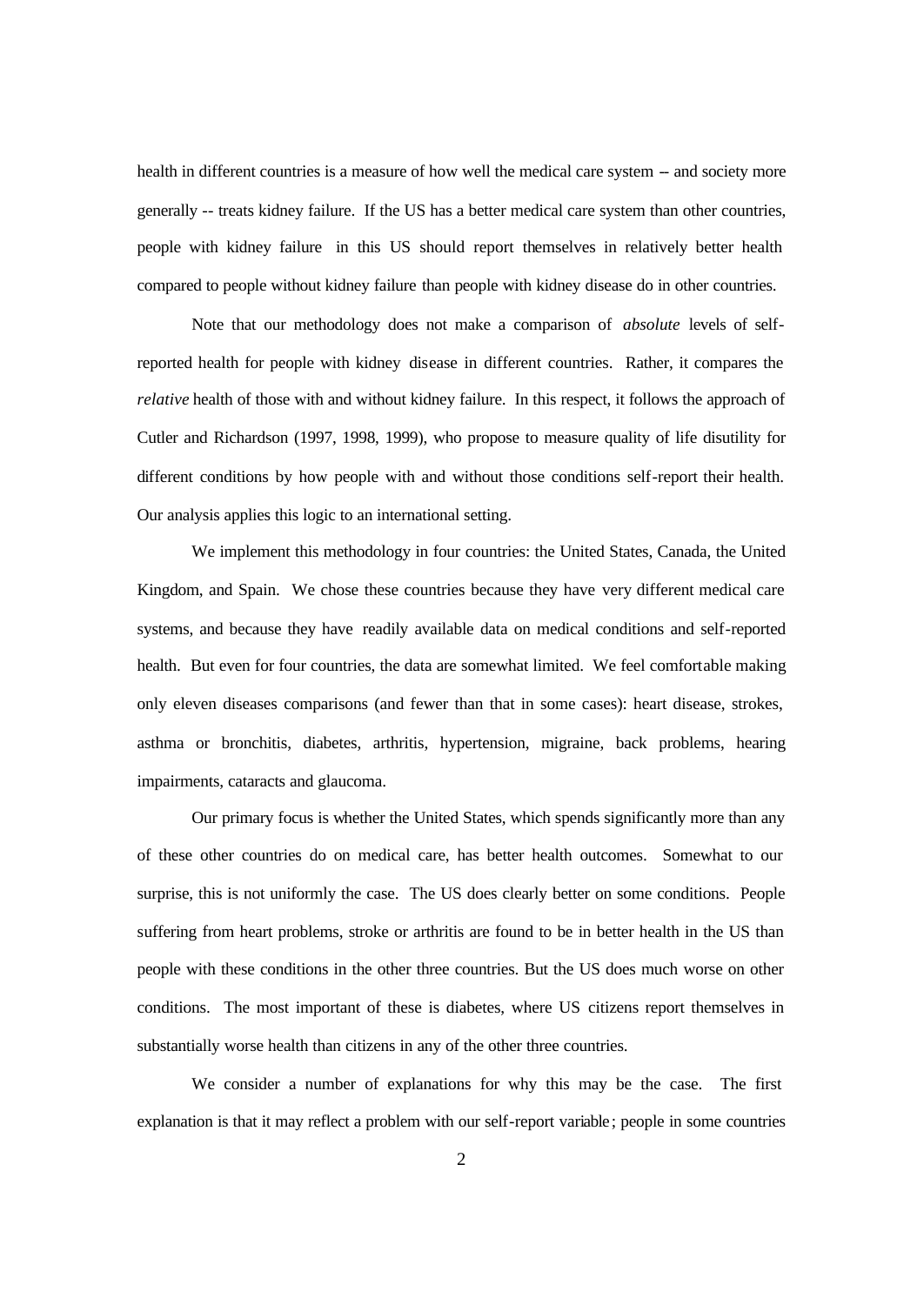health in different countries is a measure of how well the medical care system -- and society more generally -- treats kidney failure. If the US has a better medical care system than other countries, people with kidney failure in this US should report themselves in relatively better health compared to people without kidney failure than people with kidney disease do in other countries.

Note that our methodology does not make a comparison of *absolute* levels of self-reported health for people with kidney disease in different countries. Rather, it compares the *relative* health of those with and without kidney failure. In this respect, it follows the approach of Cutler and Richardson (1997, 1998, 1999), who propose to measure quality of life disutility for different conditions by how people with and without those conditions self-report their health. Our analysis applies this logic to an international setting.

We implement this methodology in four countries: the United States, Canada, the United Kingdom, and Spain. We chose these countries because they have very different medical care systems, and because they have readily available data on medical conditions and self-reported health. But even for four countries, the data are somewhat limited. We feel comfortable making only eleven diseases comparisons (and fewer than that in some cases): heart disease, strokes, asthma or bronchitis, diabetes, arthritis, hypertension, migraine, back problems, hearing impairments, cataracts and glaucoma.

Our primary focus is whether the United States, which spends significantly more than any of these other countries do on medical care, has better health outcomes. Somewhat to our surprise, this is not uniformly the case. The US does clearly better on some conditions. People suffering from heart problems, stroke or arthritis are found to be in better health in the US than people with these conditions in the other three countries. But the US does much worse on other conditions. The most important of these is diabetes, where US citizens report themselves in substantially worse health than citizens in any of the other three countries.

We consider a number of explanations for why this may be the case. The first explanation is that it may reflect a problem with our self-report variable; people in some countries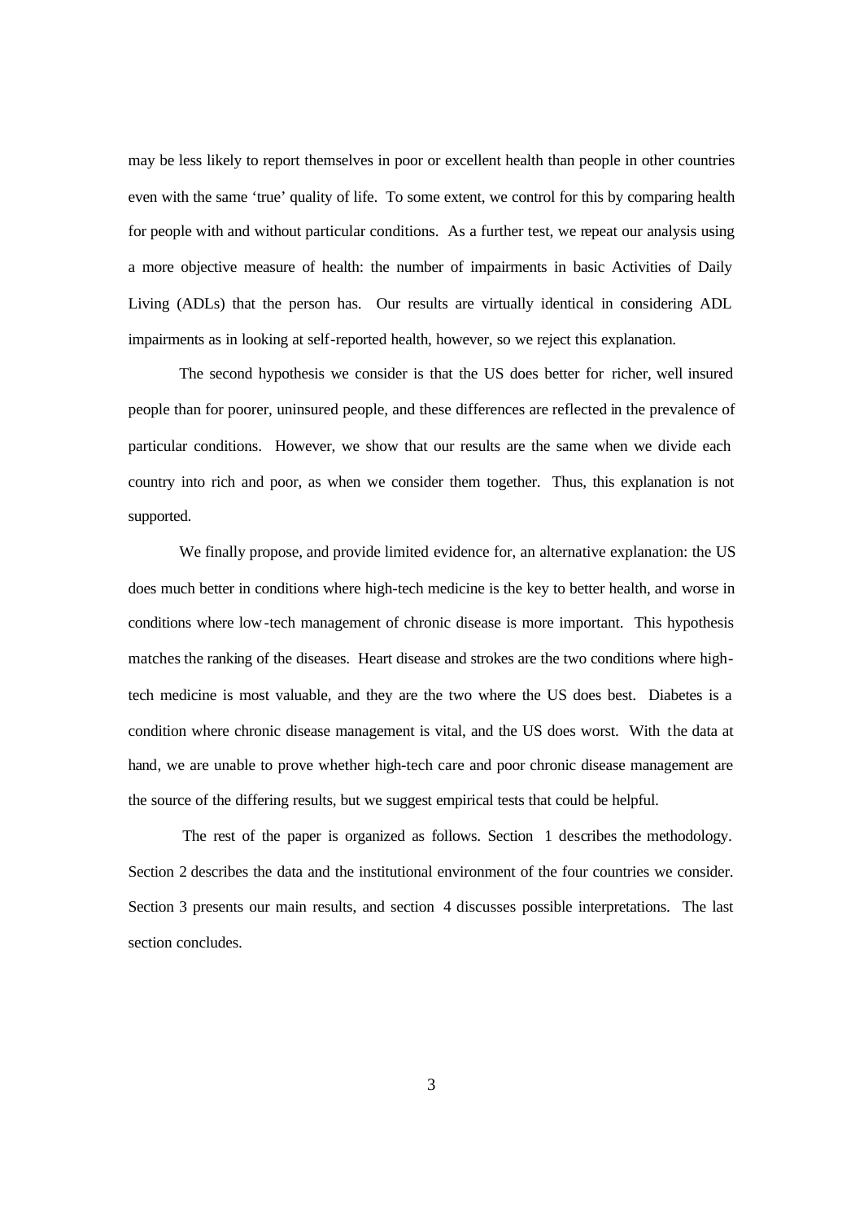may be less likely to report themselves in poor or excellent health than people in other countries even with the same 'true' quality of life. To some extent, we control for this by comparing health for people with and without particular conditions. As a further test, we repeat our analysis using a more objective measure of health: the number of impairments in basic Activities of Daily Living (ADLs) that the person has. Our results are virtually identical in considering ADL impairments as in looking at self-reported health, however, so we reject this explanation.

The second hypothesis we consider is that the US does better for richer, well insured people than for poorer, uninsured people, and these differences are reflected in the prevalence of particular conditions. However, we show that our results are the same when we divide each country into rich and poor, as when we consider them together. Thus, this explanation is not supported.

We finally propose, and provide limited evidence for, an alternative explanation: the US does much better in conditions where high-tech medicine is the key to better health, and worse in conditions where low-tech management of chronic disease is more important. This hypothesis matches the ranking of the diseases. Heart disease and strokes are the two conditions where high-tech medicine is most valuable, and they are the two where the US does best. Diabetes is a condition where chronic disease management is vital, and the US does worst. With the data at hand, we are unable to prove whether high-tech care and poor chronic disease management are the source of the differing results, but we suggest empirical tests that could be helpful.

The rest of the paper is organized as follows. Section 1 describes the methodology. Section 2 describes the data and the institutional environment of the four countries we consider. Section 3 presents our main results, and section 4 discusses possible interpretations. The last section concludes.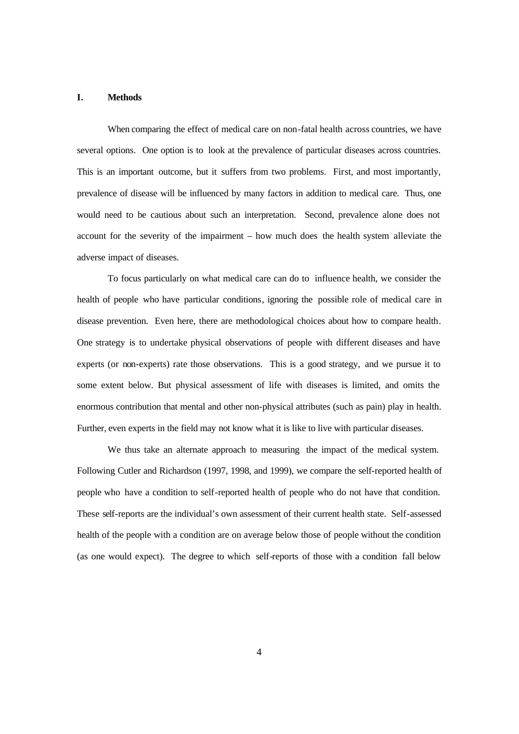## I. Methods

When comparing the effect of medical care on non-fatal health across countries, we have several options. One option is to look at the prevalence of particular diseases across countries. This is an important outcome, but it suffers from two problems. First, and most importantly, prevalence of disease will be influenced by many factors in addition to medical care. Thus, one would need to be cautious about such an interpretation. Second, prevalence alone does not account for the severity of the impairment – how much does the health system alleviate the adverse impact of diseases.

To focus particularly on what medical care can do to influence health, we consider the health of people who have particular conditions, ignoring the possible role of medical care in disease prevention. Even here, there are methodological choices about how to compare health. One strategy is to undertake physical observations of people with different diseases and have experts (or non-experts) rate those observations. This is a good strategy, and we pursue it to some extent below. But physical assessment of life with diseases is limited, and omits the enormous contribution that mental and other non-physical attributes (such as pain) play in health. Further, even experts in the field may not know what it is like to live with particular diseases.

We thus take an alternate approach to measuring the impact of the medical system. Following Cutler and Richardson (1997, 1998, and 1999), we compare the self-reported health of people who have a condition to self-reported health of people who do not have that condition. These self-reports are the individual's own assessment of their current health state. Self-assessed health of the people with a condition are on average below those of people without the condition (as one would expect). The degree to which self-reports of those with a condition fall below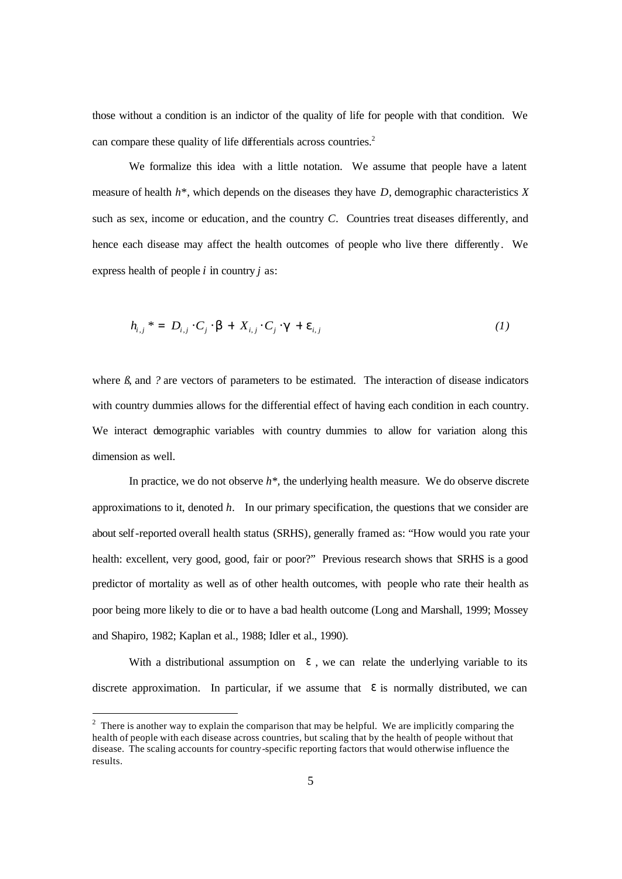those without a condition is an indictor of the quality of life for people with that condition. We can compare these quality of life differentials across countries.[2]

We formalize this idea with a little notation. We assume that people have a latent measure of health $h^*$, which depends on the diseases they have $D$, demographic characteristics $X$ such as sex, income or education, and the country $C$. Countries treat diseases differently, and hence each disease may affect the health outcomes of people who live there differently. We express health of people $i$ in country $j$ as:

$$h_{i,j}^* = D_{i,j} \cdot C_j \cdot \beta + X_{i,j} \cdot C_j \cdot \gamma + \varepsilon_{i,j} \qquad (1)$$

where ß, and ? are vectors of parameters to be estimated. The interaction of disease indicators with country dummies allows for the differential effect of having each condition in each country. We interact demographic variables with country dummies to allow for variation along this dimension as well.

In practice, we do not observe $h^*$, the underlying health measure. We do observe discrete approximations to it, denoted $h$. In our primary specification, the questions that we consider are about self-reported overall health status (SRHS), generally framed as: "How would you rate your health: excellent, very good, good, fair or poor?" Previous research shows that SRHS is a good predictor of mortality as well as of other health outcomes, with people who rate their health as poor being more likely to die or to have a bad health outcome (Long and Marshall, 1999; Mossey and Shapiro, 1982; Kaplan et al., 1988; Idler et al., 1990).

With a distributional assumption on $\varepsilon$, we can relate the underlying variable to its discrete approximation. In particular, if we assume that $\varepsilon$ is normally distributed, we can

[2] There is another way to explain the comparison that may be helpful. We are implicitly comparing the health of people with each disease across countries, but scaling that by the health of people without that disease. The scaling accounts for country-specific reporting factors that would otherwise influence the results.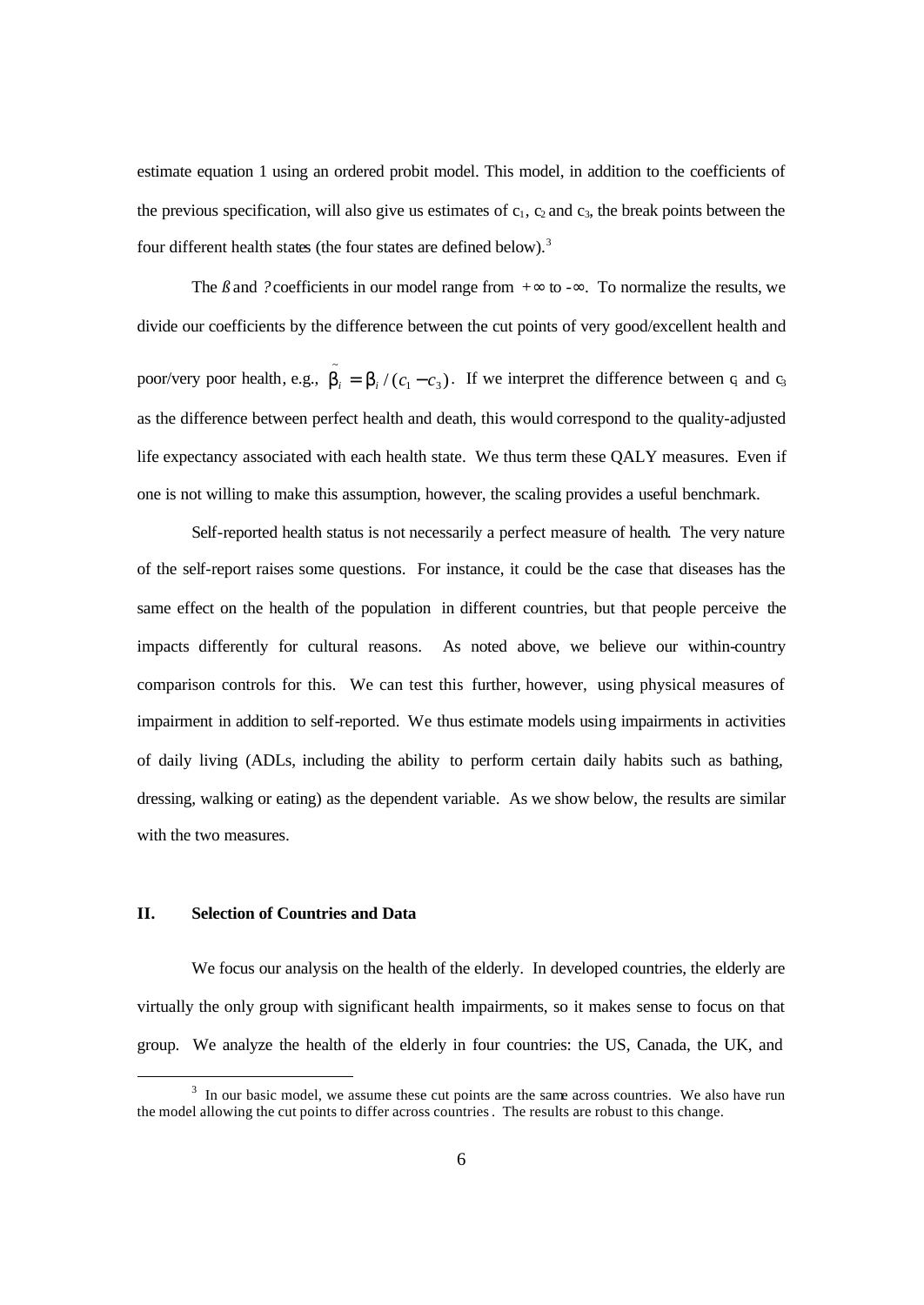estimate equation 1 using an ordered probit model. This model, in addition to the coefficients of the previous specification, will also give us estimates of $c_1$, $c_2$ and $c_3$, the break points between the four different health states (the four states are defined below).[3]

The *ß* and *?* coefficients in our model range from $+\infty$ to $-\infty$. To normalize the results, we divide our coefficients by the difference between the cut points of very good/excellent health and poor/very poor health, e.g., $\tilde{\beta}_i = \beta_i / (c_1 - c_3)$. If we interpret the difference between $c_1$ and $c_3$ as the difference between perfect health and death, this would correspond to the quality-adjusted life expectancy associated with each health state. We thus term these QALY measures. Even if one is not willing to make this assumption, however, the scaling provides a useful benchmark.

Self-reported health status is not necessarily a perfect measure of health. The very nature of the self-report raises some questions. For instance, it could be the case that diseases has the same effect on the health of the population in different countries, but that people perceive the impacts differently for cultural reasons. As noted above, we believe our within-country comparison controls for this. We can test this further, however, using physical measures of impairment in addition to self-reported. We thus estimate models using impairments in activities of daily living (ADLs, including the ability to perform certain daily habits such as bathing, dressing, walking or eating) as the dependent variable. As we show below, the results are similar with the two measures.

## II. Selection of Countries and Data

We focus our analysis on the health of the elderly. In developed countries, the elderly are virtually the only group with significant health impairments, so it makes sense to focus on that group. We analyze the health of the elderly in four countries: the US, Canada, the UK, and

[3] In our basic model, we assume these cut points are the same across countries. We also have run the model allowing the cut points to differ across countries. The results are robust to this change.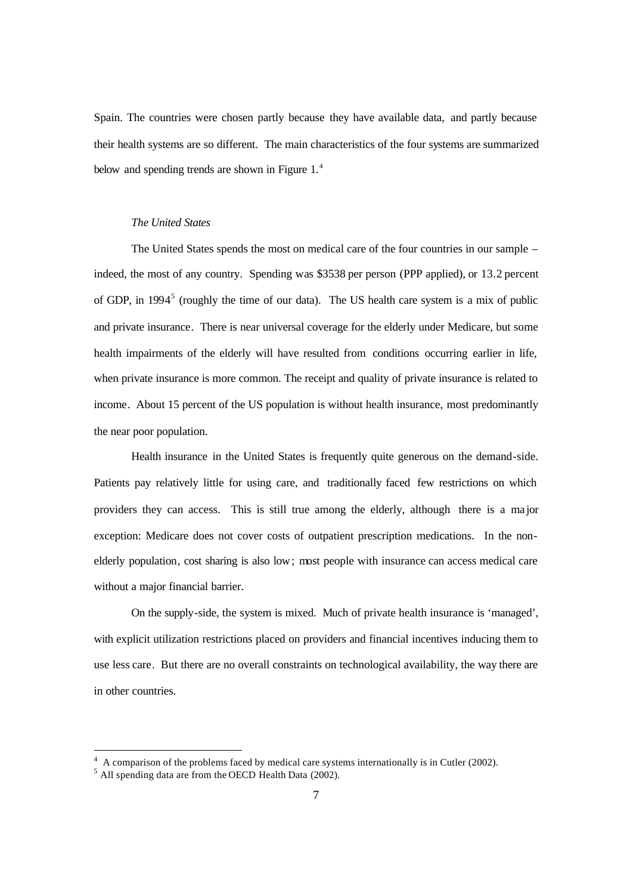Spain. The countries were chosen partly because they have available data, and partly because their health systems are so different. The main characteristics of the four systems are summarized below and spending trends are shown in Figure 1.[4]

*The United States*

The United States spends the most on medical care of the four countries in our sample – indeed, the most of any country. Spending was $3538 per person (PPP applied), or 13.2 percent of GDP, in 1994[5] (roughly the time of our data). The US health care system is a mix of public and private insurance. There is near universal coverage for the elderly under Medicare, but some health impairments of the elderly will have resulted from conditions occurring earlier in life, when private insurance is more common. The receipt and quality of private insurance is related to income. About 15 percent of the US population is without health insurance, most predominantly the near poor population.

Health insurance in the United States is frequently quite generous on the demand-side. Patients pay relatively little for using care, and traditionally faced few restrictions on which providers they can access. This is still true among the elderly, although there is a major exception: Medicare does not cover costs of outpatient prescription medications. In the non-elderly population, cost sharing is also low; most people with insurance can access medical care without a major financial barrier.

On the supply-side, the system is mixed. Much of private health insurance is 'managed', with explicit utilization restrictions placed on providers and financial incentives inducing them to use less care. But there are no overall constraints on technological availability, the way there are in other countries.

[4] A comparison of the problems faced by medical care systems internationally is in Cutler (2002).

[5] All spending data are from the OECD Health Data (2002).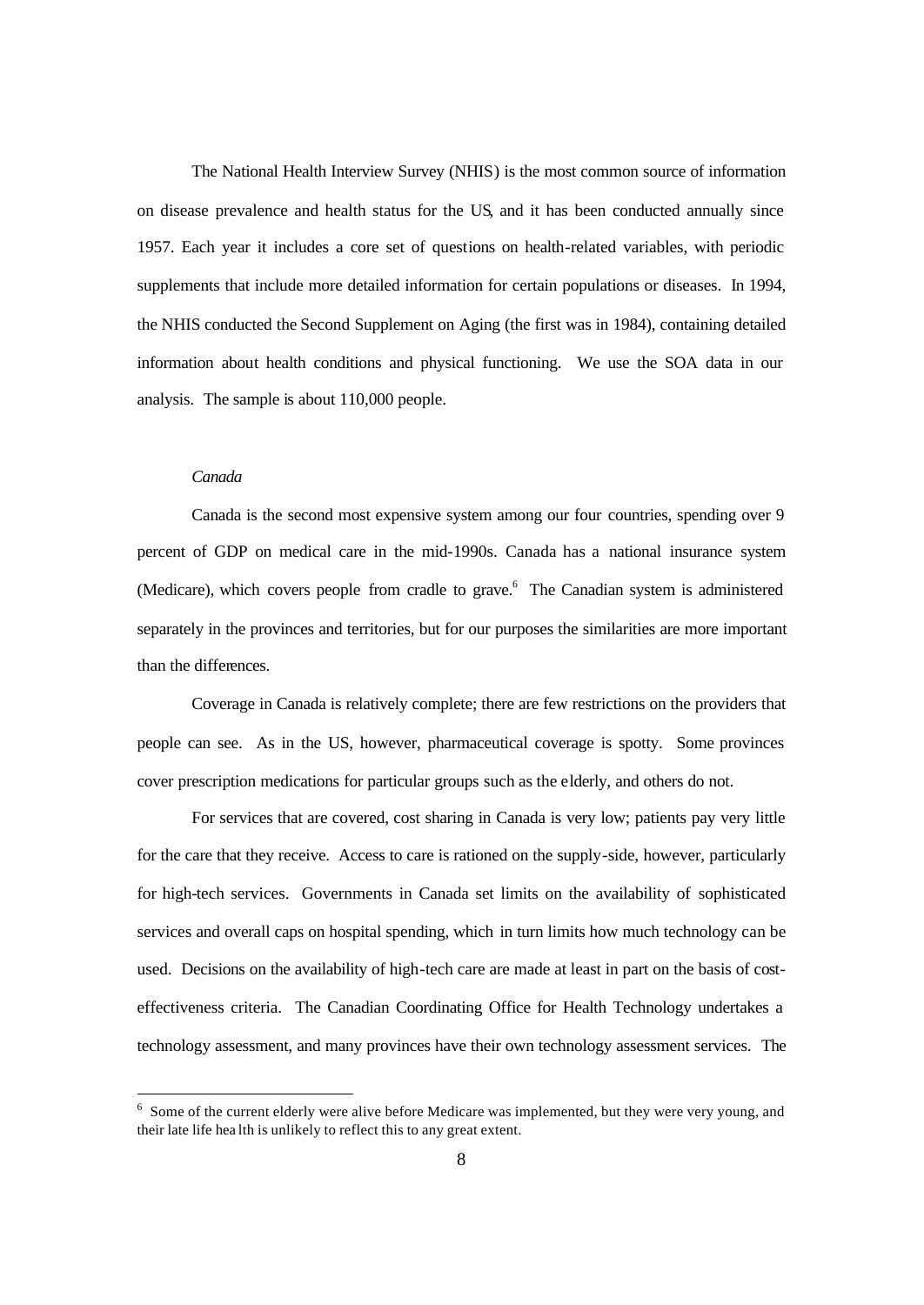The National Health Interview Survey (NHIS) is the most common source of information on disease prevalence and health status for the US, and it has been conducted annually since 1957. Each year it includes a core set of questions on health-related variables, with periodic supplements that include more detailed information for certain populations or diseases. In 1994, the NHIS conducted the Second Supplement on Aging (the first was in 1984), containing detailed information about health conditions and physical functioning. We use the SOA data in our analysis. The sample is about 110,000 people.

*Canada*

Canada is the second most expensive system among our four countries, spending over 9 percent of GDP on medical care in the mid-1990s. Canada has a national insurance system (Medicare), which covers people from cradle to grave.[6] The Canadian system is administered separately in the provinces and territories, but for our purposes the similarities are more important than the differences.

Coverage in Canada is relatively complete; there are few restrictions on the providers that people can see. As in the US, however, pharmaceutical coverage is spotty. Some provinces cover prescription medications for particular groups such as the elderly, and others do not.

For services that are covered, cost sharing in Canada is very low; patients pay very little for the care that they receive. Access to care is rationed on the supply-side, however, particularly for high-tech services. Governments in Canada set limits on the availability of sophisticated services and overall caps on hospital spending, which in turn limits how much technology can be used. Decisions on the availability of high-tech care are made at least in part on the basis of cost-effectiveness criteria. The Canadian Coordinating Office for Health Technology undertakes a technology assessment, and many provinces have their own technology assessment services. The

[6] Some of the current elderly were alive before Medicare was implemented, but they were very young, and their late life health is unlikely to reflect this to any great extent.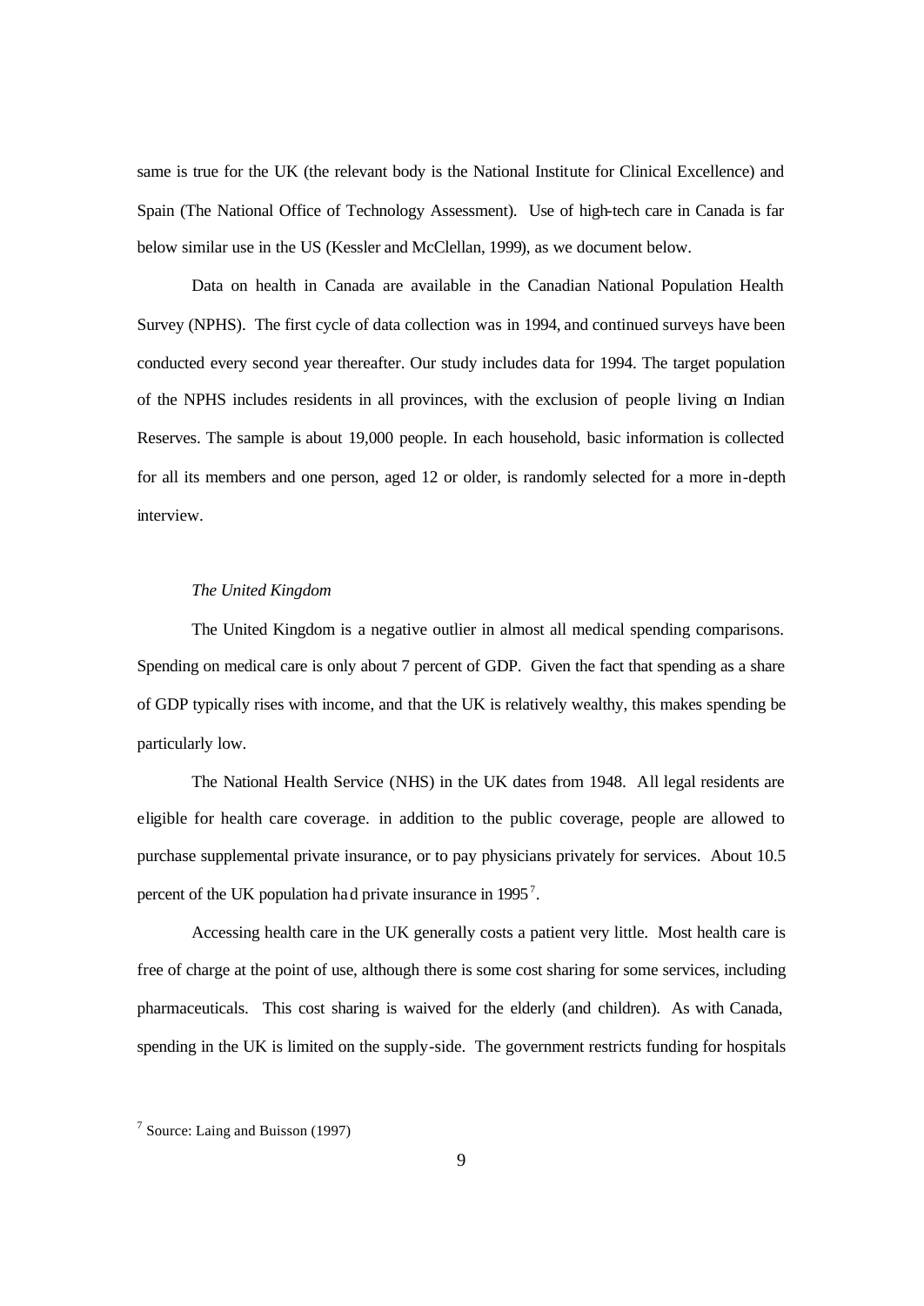same is true for the UK (the relevant body is the National Institute for Clinical Excellence) and Spain (The National Office of Technology Assessment). Use of high-tech care in Canada is far below similar use in the US (Kessler and McClellan, 1999), as we document below.

Data on health in Canada are available in the Canadian National Population Health Survey (NPHS). The first cycle of data collection was in 1994, and continued surveys have been conducted every second year thereafter. Our study includes data for 1994. The target population of the NPHS includes residents in all provinces, with the exclusion of people living on Indian Reserves. The sample is about 19,000 people. In each household, basic information is collected for all its members and one person, aged 12 or older, is randomly selected for a more in-depth interview.

*The United Kingdom*

The United Kingdom is a negative outlier in almost all medical spending comparisons. Spending on medical care is only about 7 percent of GDP. Given the fact that spending as a share of GDP typically rises with income, and that the UK is relatively wealthy, this makes spending be particularly low.

The National Health Service (NHS) in the UK dates from 1948. All legal residents are eligible for health care coverage. in addition to the public coverage, people are allowed to purchase supplemental private insurance, or to pay physicians privately for services. About 10.5 percent of the UK population had private insurance in 1995[7].

Accessing health care in the UK generally costs a patient very little. Most health care is free of charge at the point of use, although there is some cost sharing for some services, including pharmaceuticals. This cost sharing is waived for the elderly (and children). As with Canada, spending in the UK is limited on the supply-side. The government restricts funding for hospitals

[7] Source: Laing and Buisson (1997)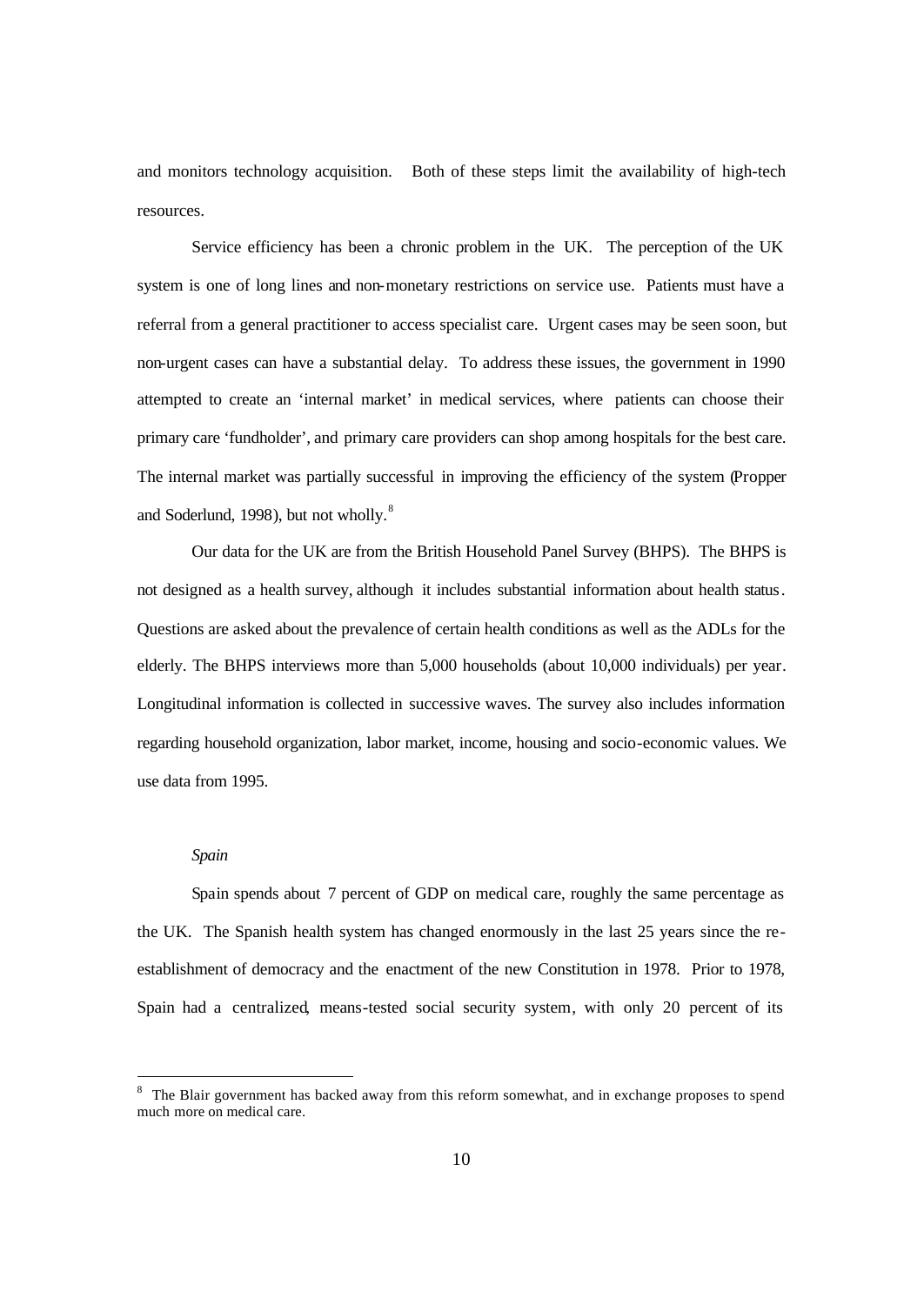and monitors technology acquisition. Both of these steps limit the availability of high-tech resources.

Service efficiency has been a chronic problem in the UK. The perception of the UK system is one of long lines and non-monetary restrictions on service use. Patients must have a referral from a general practitioner to access specialist care. Urgent cases may be seen soon, but non-urgent cases can have a substantial delay. To address these issues, the government in 1990 attempted to create an 'internal market' in medical services, where patients can choose their primary care 'fundholder', and primary care providers can shop among hospitals for the best care. The internal market was partially successful in improving the efficiency of the system (Propper and Soderlund, 1998), but not wholly.[8]

Our data for the UK are from the British Household Panel Survey (BHPS). The BHPS is not designed as a health survey, although it includes substantial information about health status. Questions are asked about the prevalence of certain health conditions as well as the ADLs for the elderly. The BHPS interviews more than 5,000 households (about 10,000 individuals) per year. Longitudinal information is collected in successive waves. The survey also includes information regarding household organization, labor market, income, housing and socio-economic values. We use data from 1995.

*Spain*

Spain spends about 7 percent of GDP on medical care, roughly the same percentage as the UK. The Spanish health system has changed enormously in the last 25 years since the re-establishment of democracy and the enactment of the new Constitution in 1978. Prior to 1978, Spain had a centralized, means-tested social security system, with only 20 percent of its

[8] The Blair government has backed away from this reform somewhat, and in exchange proposes to spend much more on medical care.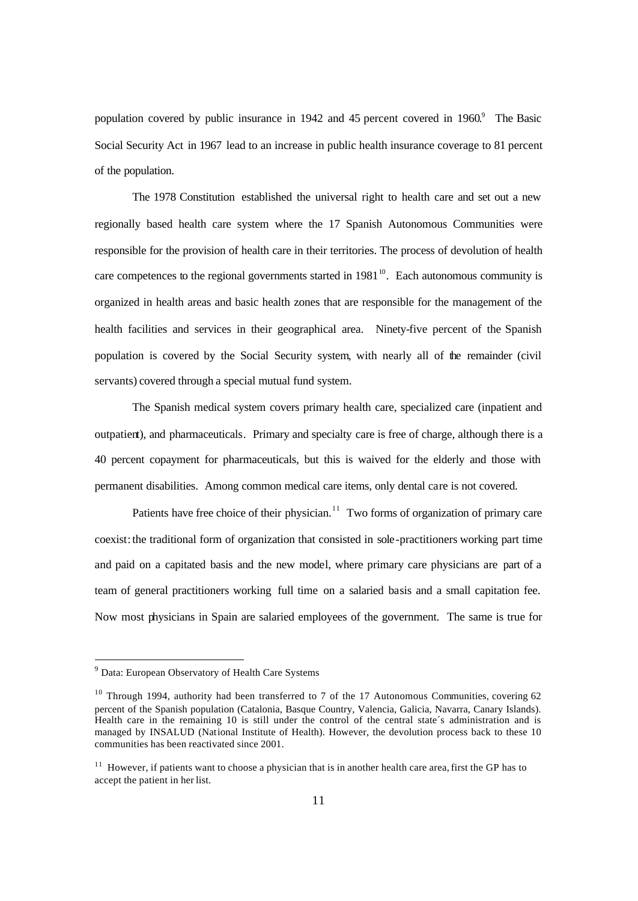population covered by public insurance in 1942 and 45 percent covered in 1960.[9] The Basic Social Security Act in 1967 lead to an increase in public health insurance coverage to 81 percent of the population.

The 1978 Constitution established the universal right to health care and set out a new regionally based health care system where the 17 Spanish Autonomous Communities were responsible for the provision of health care in their territories. The process of devolution of health care competences to the regional governments started in 1981[10]. Each autonomous community is organized in health areas and basic health zones that are responsible for the management of the health facilities and services in their geographical area. Ninety-five percent of the Spanish population is covered by the Social Security system, with nearly all of the remainder (civil servants) covered through a special mutual fund system.

The Spanish medical system covers primary health care, specialized care (inpatient and outpatient), and pharmaceuticals. Primary and specialty care is free of charge, although there is a 40 percent copayment for pharmaceuticals, but this is waived for the elderly and those with permanent disabilities. Among common medical care items, only dental care is not covered.

Patients have free choice of their physician.[11] Two forms of organization of primary care coexist: the traditional form of organization that consisted in sole-practitioners working part time and paid on a capitated basis and the new model, where primary care physicians are part of a team of general practitioners working full time on a salaried basis and a small capitation fee. Now most physicians in Spain are salaried employees of the government. The same is true for

---

[9] Data: European Observatory of Health Care Systems

[10] Through 1994, authority had been transferred to 7 of the 17 Autonomous Communities, covering 62 percent of the Spanish population (Catalonia, Basque Country, Valencia, Galicia, Navarra, Canary Islands). Health care in the remaining 10 is still under the control of the central state´s administration and is managed by INSALUD (National Institute of Health). However, the devolution process back to these 10 communities has been reactivated since 2001.

[11] However, if patients want to choose a physician that is in another health care area, first the GP has to accept the patient in her list.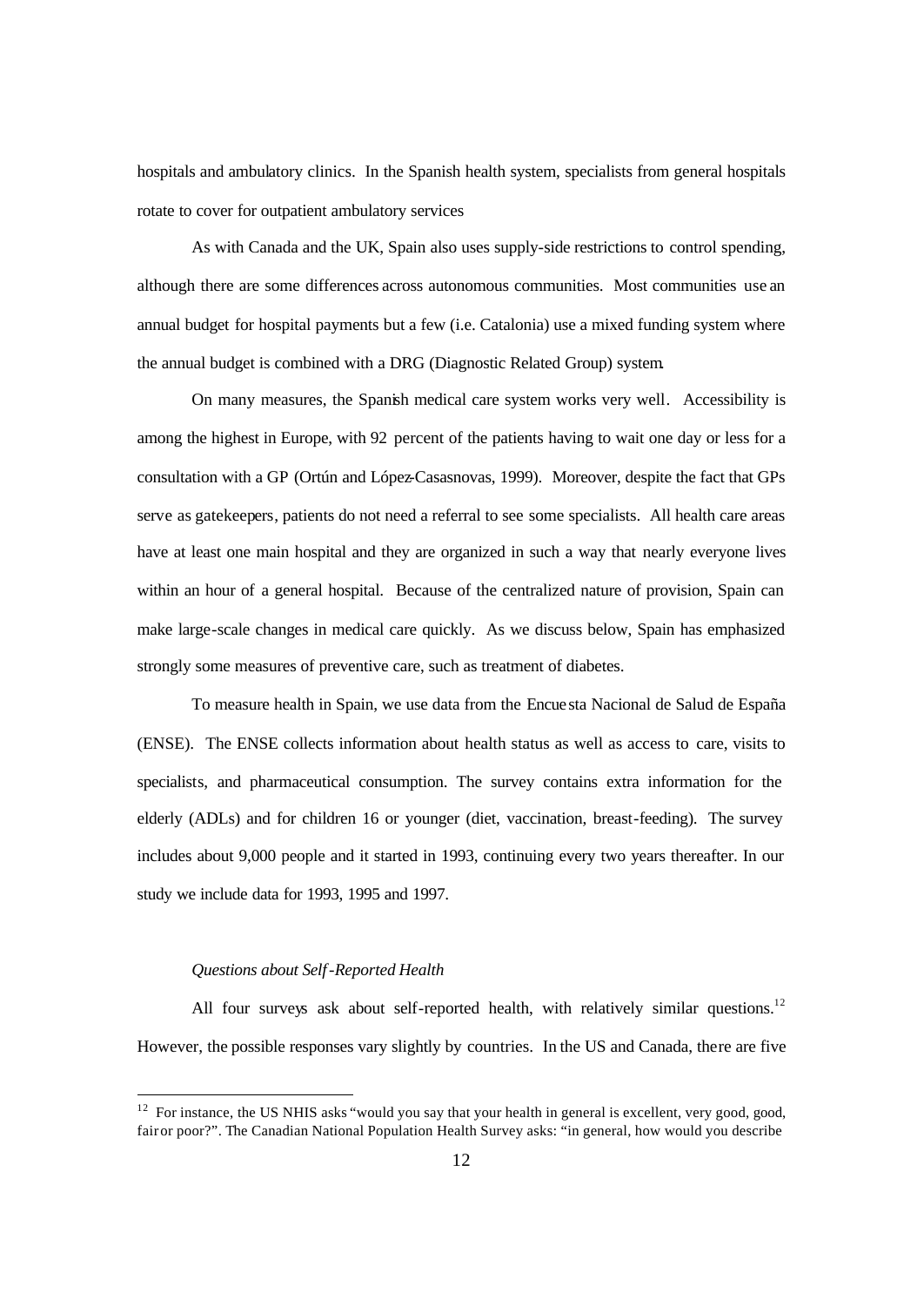hospitals and ambulatory clinics. In the Spanish health system, specialists from general hospitals rotate to cover for outpatient ambulatory services

As with Canada and the UK, Spain also uses supply-side restrictions to control spending, although there are some differences across autonomous communities. Most communities use an annual budget for hospital payments but a few (i.e. Catalonia) use a mixed funding system where the annual budget is combined with a DRG (Diagnostic Related Group) system.

On many measures, the Spanish medical care system works very well. Accessibility is among the highest in Europe, with 92 percent of the patients having to wait one day or less for a consultation with a GP (Ortún and López-Casasnovas, 1999). Moreover, despite the fact that GPs serve as gatekeepers, patients do not need a referral to see some specialists. All health care areas have at least one main hospital and they are organized in such a way that nearly everyone lives within an hour of a general hospital. Because of the centralized nature of provision, Spain can make large-scale changes in medical care quickly. As we discuss below, Spain has emphasized strongly some measures of preventive care, such as treatment of diabetes.

To measure health in Spain, we use data from the Encuesta Nacional de Salud de España (ENSE). The ENSE collects information about health status as well as access to care, visits to specialists, and pharmaceutical consumption. The survey contains extra information for the elderly (ADLs) and for children 16 or younger (diet, vaccination, breast-feeding). The survey includes about 9,000 people and it started in 1993, continuing every two years thereafter. In our study we include data for 1993, 1995 and 1997.

*Questions about Self-Reported Health*

All four surveys ask about self-reported health, with relatively similar questions.[12] However, the possible responses vary slightly by countries. In the US and Canada, there are five

[12] For instance, the US NHIS asks "would you say that your health in general is excellent, very good, good, fair or poor?". The Canadian National Population Health Survey asks: "in general, how would you describe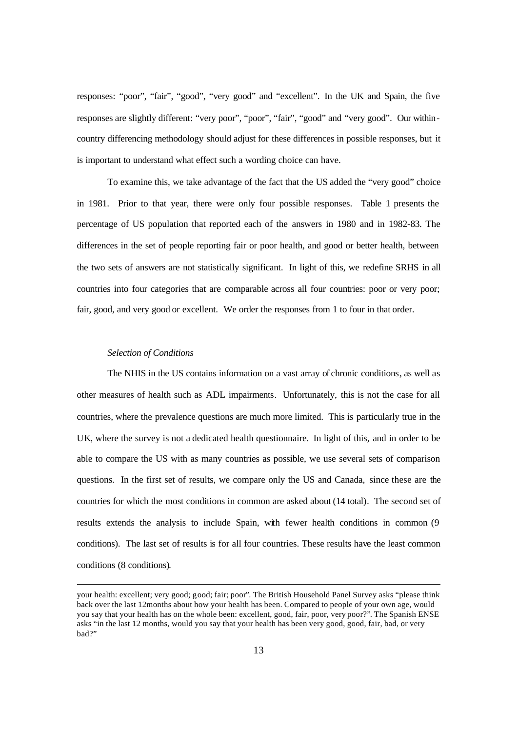responses: "poor", "fair", "good", "very good" and "excellent". In the UK and Spain, the five responses are slightly different: "very poor", "poor", "fair", "good" and "very good". Our within-country differencing methodology should adjust for these differences in possible responses, but it is important to understand what effect such a wording choice can have.

To examine this, we take advantage of the fact that the US added the "very good" choice in 1981. Prior to that year, there were only four possible responses. Table 1 presents the percentage of US population that reported each of the answers in 1980 and in 1982-83. The differences in the set of people reporting fair or poor health, and good or better health, between the two sets of answers are not statistically significant. In light of this, we redefine SRHS in all countries into four categories that are comparable across all four countries: poor or very poor; fair, good, and very good or excellent. We order the responses from 1 to four in that order.

*Selection of Conditions*

The NHIS in the US contains information on a vast array of chronic conditions, as well as other measures of health such as ADL impairments. Unfortunately, this is not the case for all countries, where the prevalence questions are much more limited. This is particularly true in the UK, where the survey is not a dedicated health questionnaire. In light of this, and in order to be able to compare the US with as many countries as possible, we use several sets of comparison questions. In the first set of results, we compare only the US and Canada, since these are the countries for which the most conditions in common are asked about (14 total). The second set of results extends the analysis to include Spain, with fewer health conditions in common (9 conditions). The last set of results is for all four countries. These results have the least common conditions (8 conditions).

---

your health: excellent; very good; good; fair; poor". The British Household Panel Survey asks "please think back over the last 12months about how your health has been. Compared to people of your own age, would you say that your health has on the whole been: excellent, good, fair, poor, very poor?". The Spanish ENSE asks "in the last 12 months, would you say that your health has been very good, good, fair, bad, or very bad?"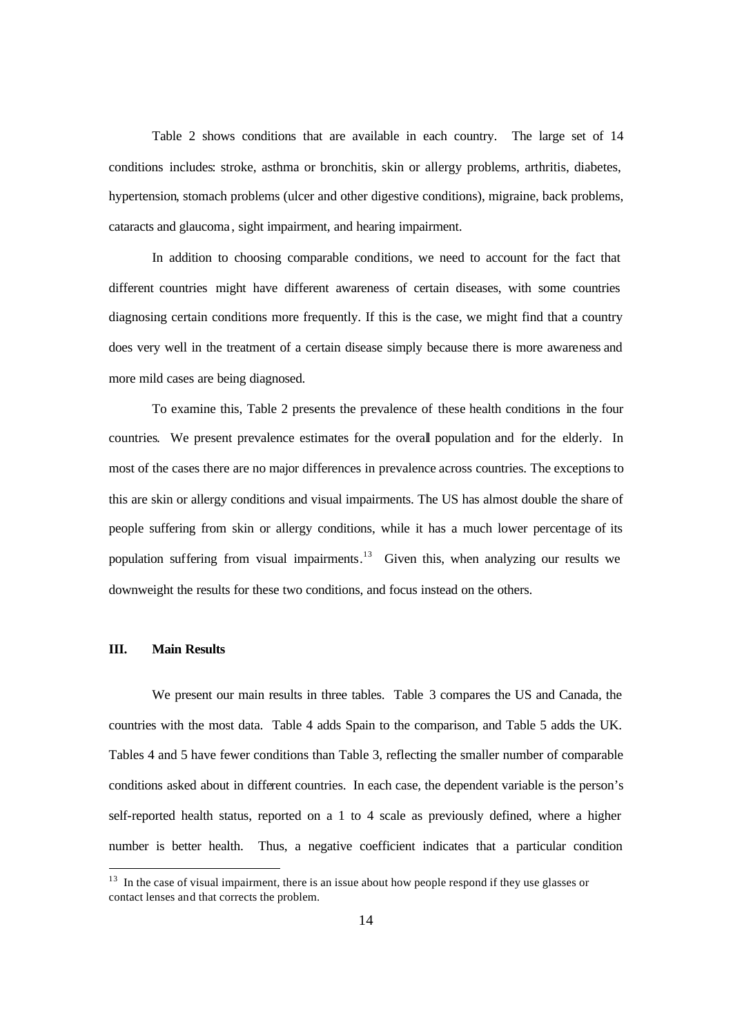Table 2 shows conditions that are available in each country. The large set of 14 conditions includes: stroke, asthma or bronchitis, skin or allergy problems, arthritis, diabetes, hypertension, stomach problems (ulcer and other digestive conditions), migraine, back problems, cataracts and glaucoma, sight impairment, and hearing impairment.

In addition to choosing comparable conditions, we need to account for the fact that different countries might have different awareness of certain diseases, with some countries diagnosing certain conditions more frequently. If this is the case, we might find that a country does very well in the treatment of a certain disease simply because there is more awareness and more mild cases are being diagnosed.

To examine this, Table 2 presents the prevalence of these health conditions in the four countries. We present prevalence estimates for the overall population and for the elderly. In most of the cases there are no major differences in prevalence across countries. The exceptions to this are skin or allergy conditions and visual impairments. The US has almost double the share of people suffering from skin or allergy conditions, while it has a much lower percentage of its population suffering from visual impairments.[13] Given this, when analyzing our results we downweight the results for these two conditions, and focus instead on the others.

### III. Main Results

We present our main results in three tables. Table 3 compares the US and Canada, the countries with the most data. Table 4 adds Spain to the comparison, and Table 5 adds the UK. Tables 4 and 5 have fewer conditions than Table 3, reflecting the smaller number of comparable conditions asked about in different countries. In each case, the dependent variable is the person's self-reported health status, reported on a 1 to 4 scale as previously defined, where a higher number is better health. Thus, a negative coefficient indicates that a particular condition

[13] In the case of visual impairment, there is an issue about how people respond if they use glasses or contact lenses and that corrects the problem.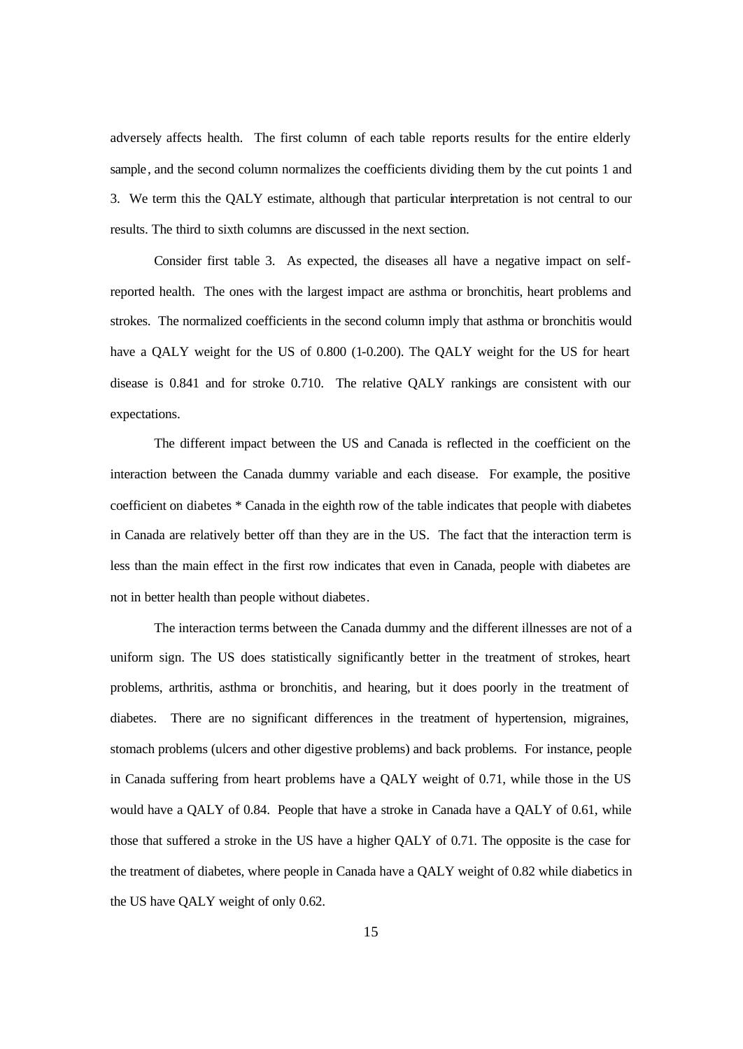adversely affects health. The first column of each table reports results for the entire elderly sample, and the second column normalizes the coefficients dividing them by the cut points 1 and 3. We term this the QALY estimate, although that particular interpretation is not central to our results. The third to sixth columns are discussed in the next section.

Consider first table 3. As expected, the diseases all have a negative impact on self-reported health. The ones with the largest impact are asthma or bronchitis, heart problems and strokes. The normalized coefficients in the second column imply that asthma or bronchitis would have a QALY weight for the US of 0.800 (1-0.200). The QALY weight for the US for heart disease is 0.841 and for stroke 0.710. The relative QALY rankings are consistent with our expectations.

The different impact between the US and Canada is reflected in the coefficient on the interaction between the Canada dummy variable and each disease. For example, the positive coefficient on diabetes * Canada in the eighth row of the table indicates that people with diabetes in Canada are relatively better off than they are in the US. The fact that the interaction term is less than the main effect in the first row indicates that even in Canada, people with diabetes are not in better health than people without diabetes.

The interaction terms between the Canada dummy and the different illnesses are not of a uniform sign. The US does statistically significantly better in the treatment of strokes, heart problems, arthritis, asthma or bronchitis, and hearing, but it does poorly in the treatment of diabetes. There are no significant differences in the treatment of hypertension, migraines, stomach problems (ulcers and other digestive problems) and back problems. For instance, people in Canada suffering from heart problems have a QALY weight of 0.71, while those in the US would have a QALY of 0.84. People that have a stroke in Canada have a QALY of 0.61, while those that suffered a stroke in the US have a higher QALY of 0.71. The opposite is the case for the treatment of diabetes, where people in Canada have a QALY weight of 0.82 while diabetics in the US have QALY weight of only 0.62.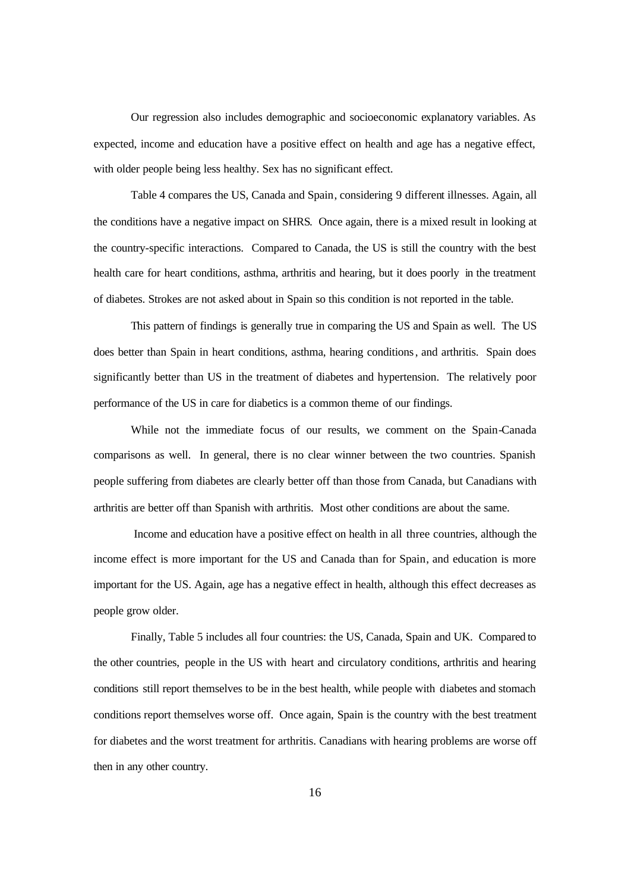Our regression also includes demographic and socioeconomic explanatory variables. As expected, income and education have a positive effect on health and age has a negative effect, with older people being less healthy. Sex has no significant effect.

Table 4 compares the US, Canada and Spain, considering 9 different illnesses. Again, all the conditions have a negative impact on SHRS. Once again, there is a mixed result in looking at the country-specific interactions. Compared to Canada, the US is still the country with the best health care for heart conditions, asthma, arthritis and hearing, but it does poorly in the treatment of diabetes. Strokes are not asked about in Spain so this condition is not reported in the table.

This pattern of findings is generally true in comparing the US and Spain as well. The US does better than Spain in heart conditions, asthma, hearing conditions, and arthritis. Spain does significantly better than US in the treatment of diabetes and hypertension. The relatively poor performance of the US in care for diabetics is a common theme of our findings.

While not the immediate focus of our results, we comment on the Spain-Canada comparisons as well. In general, there is no clear winner between the two countries. Spanish people suffering from diabetes are clearly better off than those from Canada, but Canadians with arthritis are better off than Spanish with arthritis. Most other conditions are about the same.

Income and education have a positive effect on health in all three countries, although the income effect is more important for the US and Canada than for Spain, and education is more important for the US. Again, age has a negative effect in health, although this effect decreases as people grow older.

Finally, Table 5 includes all four countries: the US, Canada, Spain and UK. Compared to the other countries, people in the US with heart and circulatory conditions, arthritis and hearing conditions still report themselves to be in the best health, while people with diabetes and stomach conditions report themselves worse off. Once again, Spain is the country with the best treatment for diabetes and the worst treatment for arthritis. Canadians with hearing problems are worse off then in any other country.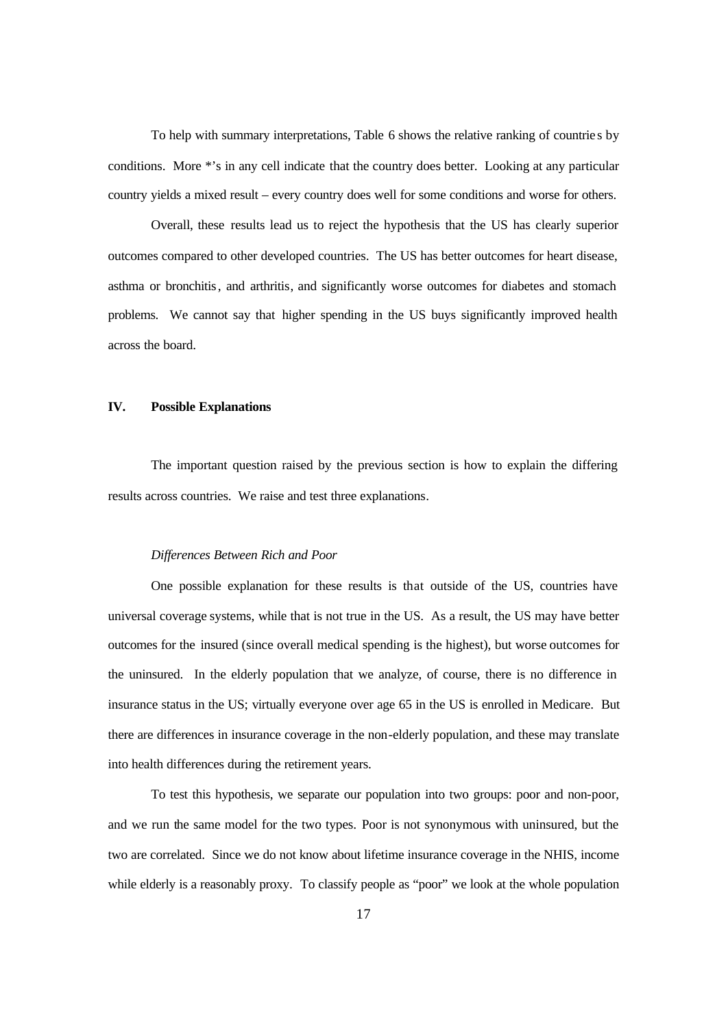To help with summary interpretations, Table 6 shows the relative ranking of countries by conditions. More *'s in any cell indicate that the country does better. Looking at any particular country yields a mixed result – every country does well for some conditions and worse for others.

Overall, these results lead us to reject the hypothesis that the US has clearly superior outcomes compared to other developed countries. The US has better outcomes for heart disease, asthma or bronchitis, and arthritis, and significantly worse outcomes for diabetes and stomach problems. We cannot say that higher spending in the US buys significantly improved health across the board.

## IV. Possible Explanations

The important question raised by the previous section is how to explain the differing results across countries. We raise and test three explanations.

### *Differences Between Rich and Poor*

One possible explanation for these results is that outside of the US, countries have universal coverage systems, while that is not true in the US. As a result, the US may have better outcomes for the insured (since overall medical spending is the highest), but worse outcomes for the uninsured. In the elderly population that we analyze, of course, there is no difference in insurance status in the US; virtually everyone over age 65 in the US is enrolled in Medicare. But there are differences in insurance coverage in the non-elderly population, and these may translate into health differences during the retirement years.

To test this hypothesis, we separate our population into two groups: poor and non-poor, and we run the same model for the two types. Poor is not synonymous with uninsured, but the two are correlated. Since we do not know about lifetime insurance coverage in the NHIS, income while elderly is a reasonably proxy. To classify people as "poor" we look at the whole population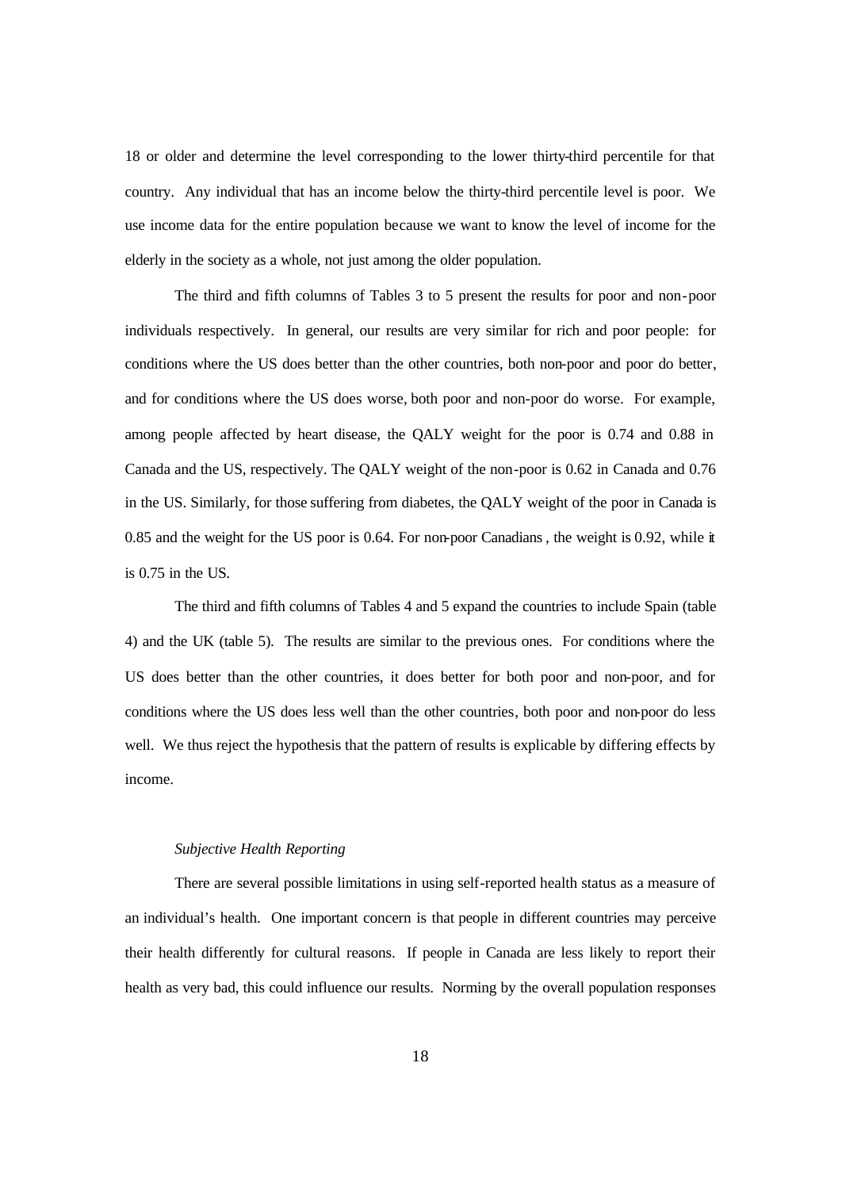18 or older and determine the level corresponding to the lower thirty-third percentile for that country. Any individual that has an income below the thirty-third percentile level is poor. We use income data for the entire population because we want to know the level of income for the elderly in the society as a whole, not just among the older population.

The third and fifth columns of Tables 3 to 5 present the results for poor and non-poor individuals respectively. In general, our results are very similar for rich and poor people: for conditions where the US does better than the other countries, both non-poor and poor do better, and for conditions where the US does worse, both poor and non-poor do worse. For example, among people affected by heart disease, the QALY weight for the poor is 0.74 and 0.88 in Canada and the US, respectively. The QALY weight of the non-poor is 0.62 in Canada and 0.76 in the US. Similarly, for those suffering from diabetes, the QALY weight of the poor in Canada is 0.85 and the weight for the US poor is 0.64. For non-poor Canadians, the weight is 0.92, while it is 0.75 in the US.

The third and fifth columns of Tables 4 and 5 expand the countries to include Spain (table 4) and the UK (table 5). The results are similar to the previous ones. For conditions where the US does better than the other countries, it does better for both poor and non-poor, and for conditions where the US does less well than the other countries, both poor and non-poor do less well. We thus reject the hypothesis that the pattern of results is explicable by differing effects by income.

*Subjective Health Reporting*

There are several possible limitations in using self-reported health status as a measure of an individual's health. One important concern is that people in different countries may perceive their health differently for cultural reasons. If people in Canada are less likely to report their health as very bad, this could influence our results. Norming by the overall population responses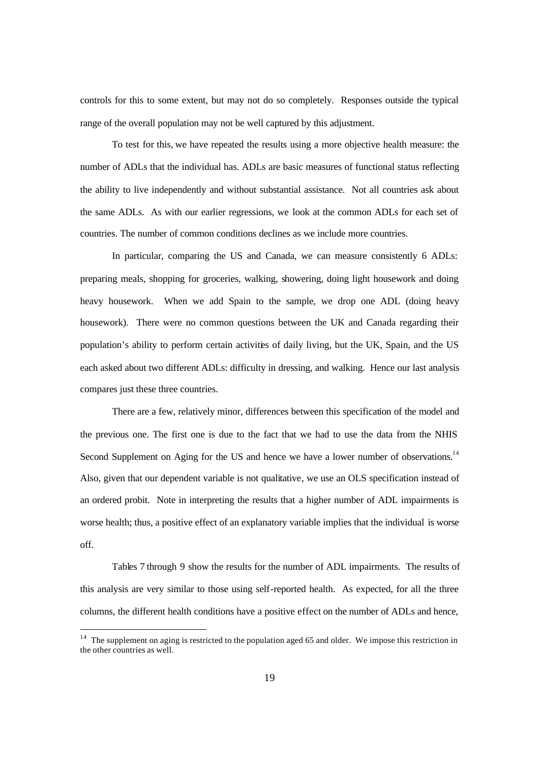controls for this to some extent, but may not do so completely. Responses outside the typical range of the overall population may not be well captured by this adjustment.

To test for this, we have repeated the results using a more objective health measure: the number of ADLs that the individual has. ADLs are basic measures of functional status reflecting the ability to live independently and without substantial assistance. Not all countries ask about the same ADLs. As with our earlier regressions, we look at the common ADLs for each set of countries. The number of common conditions declines as we include more countries.

In particular, comparing the US and Canada, we can measure consistently 6 ADLs: preparing meals, shopping for groceries, walking, showering, doing light housework and doing heavy housework. When we add Spain to the sample, we drop one ADL (doing heavy housework). There were no common questions between the UK and Canada regarding their population's ability to perform certain activities of daily living, but the UK, Spain, and the US each asked about two different ADLs: difficulty in dressing, and walking. Hence our last analysis compares just these three countries.

There are a few, relatively minor, differences between this specification of the model and the previous one. The first one is due to the fact that we had to use the data from the NHIS Second Supplement on Aging for the US and hence we have a lower number of observations.[14] Also, given that our dependent variable is not qualitative, we use an OLS specification instead of an ordered probit. Note in interpreting the results that a higher number of ADL impairments is worse health; thus, a positive effect of an explanatory variable implies that the individual is worse off.

Tables 7 through 9 show the results for the number of ADL impairments. The results of this analysis are very similar to those using self-reported health. As expected, for all the three columns, the different health conditions have a positive effect on the number of ADLs and hence,

[14] The supplement on aging is restricted to the population aged 65 and older. We impose this restriction in the other countries as well.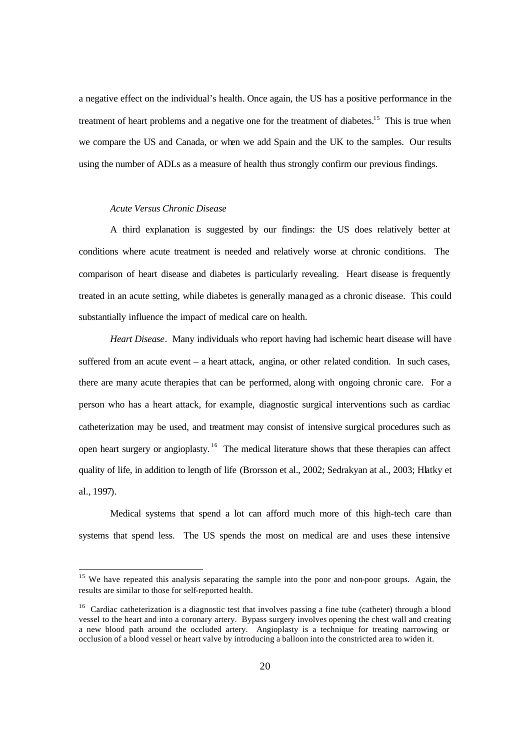a negative effect on the individual's health. Once again, the US has a positive performance in the treatment of heart problems and a negative one for the treatment of diabetes.[15] This is true when we compare the US and Canada, or when we add Spain and the UK to the samples. Our results using the number of ADLs as a measure of health thus strongly confirm our previous findings.

*Acute Versus Chronic Disease*

A third explanation is suggested by our findings: the US does relatively better at conditions where acute treatment is needed and relatively worse at chronic conditions. The comparison of heart disease and diabetes is particularly revealing. Heart disease is frequently treated in an acute setting, while diabetes is generally managed as a chronic disease. This could substantially influence the impact of medical care on health.

*Heart Disease*. Many individuals who report having had ischemic heart disease will have suffered from an acute event – a heart attack, angina, or other related condition. In such cases, there are many acute therapies that can be performed, along with ongoing chronic care. For a person who has a heart attack, for example, diagnostic surgical interventions such as cardiac catheterization may be used, and treatment may consist of intensive surgical procedures such as open heart surgery or angioplasty.[16] The medical literature shows that these therapies can affect quality of life, in addition to length of life (Brorsson et al., 2002; Sedrakyan at al., 2003; Hlatky et al., 1997).

Medical systems that spend a lot can afford much more of this high-tech care than systems that spend less. The US spends the most on medical are and uses these intensive

---

[15] We have repeated this analysis separating the sample into the poor and non-poor groups. Again, the results are similar to those for self-reported health.

[16] Cardiac catheterization is a diagnostic test that involves passing a fine tube (catheter) through a blood vessel to the heart and into a coronary artery. Bypass surgery involves opening the chest wall and creating a new blood path around the occluded artery. Angioplasty is a technique for treating narrowing or occlusion of a blood vessel or heart valve by introducing a balloon into the constricted area to widen it.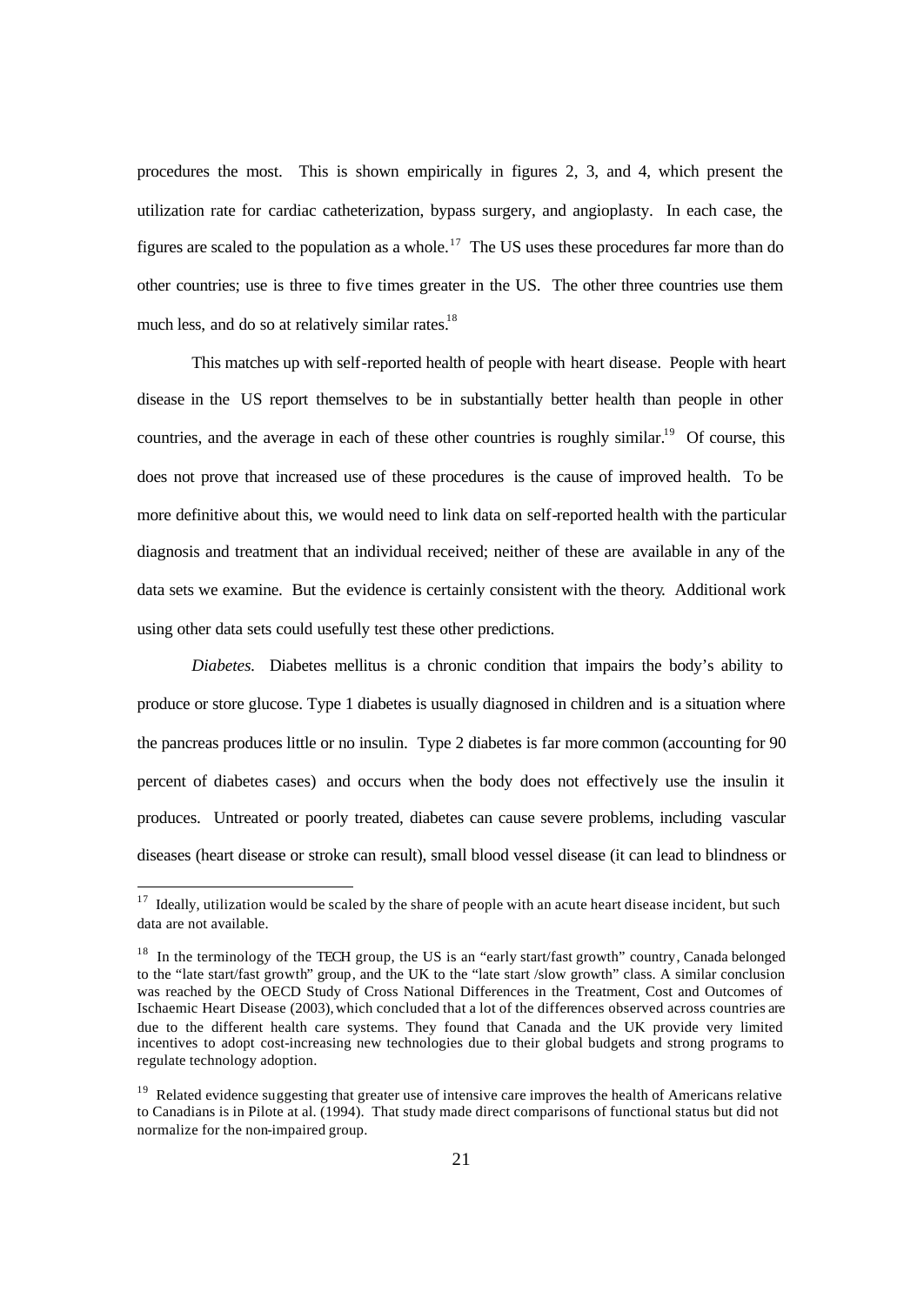procedures the most. This is shown empirically in figures 2, 3, and 4, which present the utilization rate for cardiac catheterization, bypass surgery, and angioplasty. In each case, the figures are scaled to the population as a whole.[17] The US uses these procedures far more than do other countries; use is three to five times greater in the US. The other three countries use them much less, and do so at relatively similar rates.[18]

This matches up with self-reported health of people with heart disease. People with heart disease in the US report themselves to be in substantially better health than people in other countries, and the average in each of these other countries is roughly similar.[19] Of course, this does not prove that increased use of these procedures is the cause of improved health. To be more definitive about this, we would need to link data on self-reported health with the particular diagnosis and treatment that an individual received; neither of these are available in any of the data sets we examine. But the evidence is certainly consistent with the theory. Additional work using other data sets could usefully test these other predictions.

*Diabetes.* Diabetes mellitus is a chronic condition that impairs the body's ability to produce or store glucose. Type 1 diabetes is usually diagnosed in children and is a situation where the pancreas produces little or no insulin. Type 2 diabetes is far more common (accounting for 90 percent of diabetes cases) and occurs when the body does not effectively use the insulin it produces. Untreated or poorly treated, diabetes can cause severe problems, including vascular diseases (heart disease or stroke can result), small blood vessel disease (it can lead to blindness or

---

[17] Ideally, utilization would be scaled by the share of people with an acute heart disease incident, but such data are not available.

[18] In the terminology of the TECH group, the US is an "early start/fast growth" country, Canada belonged to the "late start/fast growth" group, and the UK to the "late start /slow growth" class. A similar conclusion was reached by the OECD Study of Cross National Differences in the Treatment, Cost and Outcomes of Ischaemic Heart Disease (2003), which concluded that a lot of the differences observed across countries are due to the different health care systems. They found that Canada and the UK provide very limited incentives to adopt cost-increasing new technologies due to their global budgets and strong programs to regulate technology adoption.

[19] Related evidence suggesting that greater use of intensive care improves the health of Americans relative to Canadians is in Pilote at al. (1994). That study made direct comparisons of functional status but did not normalize for the non-impaired group.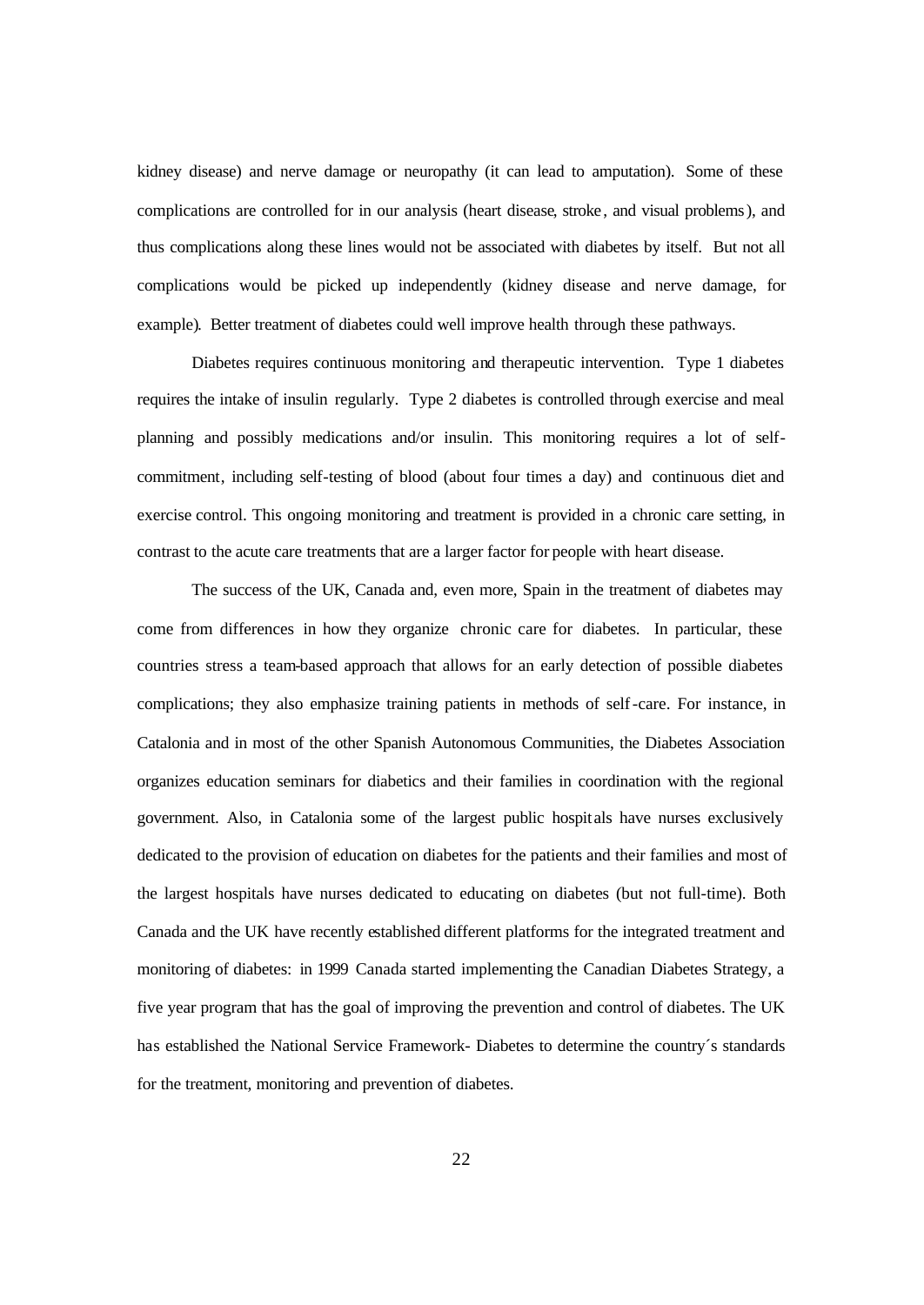kidney disease) and nerve damage or neuropathy (it can lead to amputation). Some of these complications are controlled for in our analysis (heart disease, stroke, and visual problems), and thus complications along these lines would not be associated with diabetes by itself. But not all complications would be picked up independently (kidney disease and nerve damage, for example). Better treatment of diabetes could well improve health through these pathways.

Diabetes requires continuous monitoring and therapeutic intervention. Type 1 diabetes requires the intake of insulin regularly. Type 2 diabetes is controlled through exercise and meal planning and possibly medications and/or insulin. This monitoring requires a lot of self-commitment, including self-testing of blood (about four times a day) and continuous diet and exercise control. This ongoing monitoring and treatment is provided in a chronic care setting, in contrast to the acute care treatments that are a larger factor for people with heart disease.

The success of the UK, Canada and, even more, Spain in the treatment of diabetes may come from differences in how they organize chronic care for diabetes. In particular, these countries stress a team-based approach that allows for an early detection of possible diabetes complications; they also emphasize training patients in methods of self-care. For instance, in Catalonia and in most of the other Spanish Autonomous Communities, the Diabetes Association organizes education seminars for diabetics and their families in coordination with the regional government. Also, in Catalonia some of the largest public hospitals have nurses exclusively dedicated to the provision of education on diabetes for the patients and their families and most of the largest hospitals have nurses dedicated to educating on diabetes (but not full-time). Both Canada and the UK have recently established different platforms for the integrated treatment and monitoring of diabetes: in 1999 Canada started implementing the Canadian Diabetes Strategy, a five year program that has the goal of improving the prevention and control of diabetes. The UK has established the National Service Framework- Diabetes to determine the country´s standards for the treatment, monitoring and prevention of diabetes.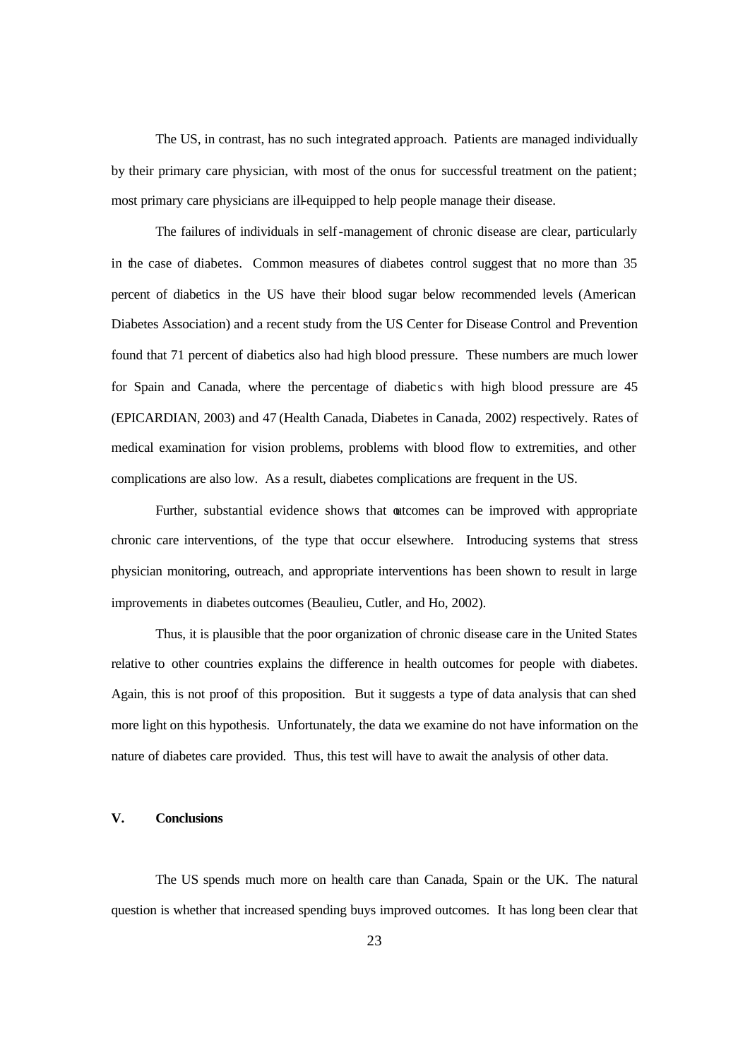The US, in contrast, has no such integrated approach. Patients are managed individually by their primary care physician, with most of the onus for successful treatment on the patient; most primary care physicians are ill-equipped to help people manage their disease.

The failures of individuals in self-management of chronic disease are clear, particularly in the case of diabetes. Common measures of diabetes control suggest that no more than 35 percent of diabetics in the US have their blood sugar below recommended levels (American Diabetes Association) and a recent study from the US Center for Disease Control and Prevention found that 71 percent of diabetics also had high blood pressure. These numbers are much lower for Spain and Canada, where the percentage of diabetics with high blood pressure are 45 (EPICARDIAN, 2003) and 47 (Health Canada, Diabetes in Canada, 2002) respectively. Rates of medical examination for vision problems, problems with blood flow to extremities, and other complications are also low. As a result, diabetes complications are frequent in the US.

Further, substantial evidence shows that outcomes can be improved with appropriate chronic care interventions, of the type that occur elsewhere. Introducing systems that stress physician monitoring, outreach, and appropriate interventions has been shown to result in large improvements in diabetes outcomes (Beaulieu, Cutler, and Ho, 2002).

Thus, it is plausible that the poor organization of chronic disease care in the United States relative to other countries explains the difference in health outcomes for people with diabetes. Again, this is not proof of this proposition. But it suggests a type of data analysis that can shed more light on this hypothesis. Unfortunately, the data we examine do not have information on the nature of diabetes care provided. Thus, this test will have to await the analysis of other data.

## V. Conclusions

The US spends much more on health care than Canada, Spain or the UK. The natural question is whether that increased spending buys improved outcomes. It has long been clear that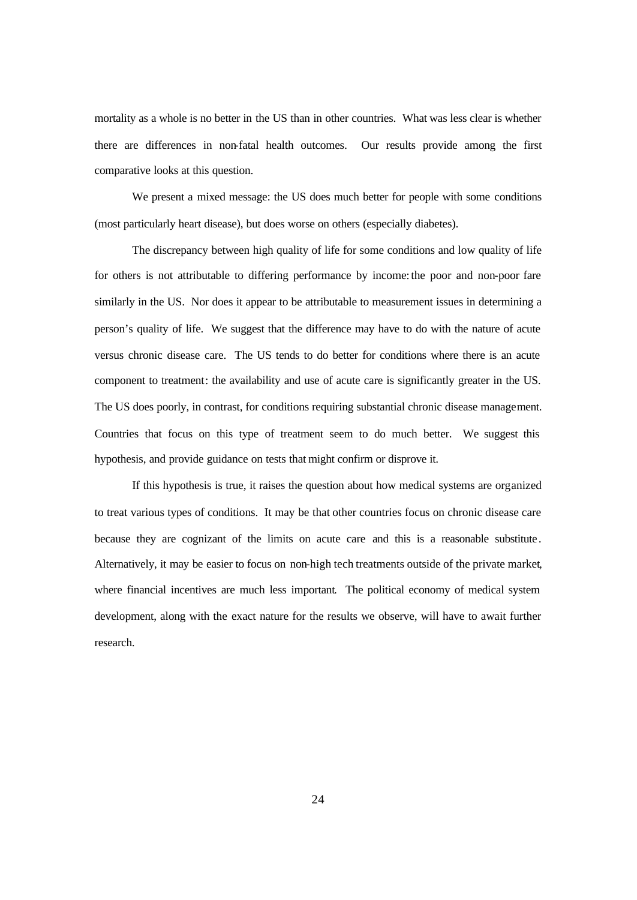mortality as a whole is no better in the US than in other countries. What was less clear is whether there are differences in non-fatal health outcomes. Our results provide among the first comparative looks at this question.

We present a mixed message: the US does much better for people with some conditions (most particularly heart disease), but does worse on others (especially diabetes).

The discrepancy between high quality of life for some conditions and low quality of life for others is not attributable to differing performance by income: the poor and non-poor fare similarly in the US. Nor does it appear to be attributable to measurement issues in determining a person's quality of life. We suggest that the difference may have to do with the nature of acute versus chronic disease care. The US tends to do better for conditions where there is an acute component to treatment: the availability and use of acute care is significantly greater in the US. The US does poorly, in contrast, for conditions requiring substantial chronic disease management. Countries that focus on this type of treatment seem to do much better. We suggest this hypothesis, and provide guidance on tests that might confirm or disprove it.

If this hypothesis is true, it raises the question about how medical systems are organized to treat various types of conditions. It may be that other countries focus on chronic disease care because they are cognizant of the limits on acute care and this is a reasonable substitute. Alternatively, it may be easier to focus on non-high tech treatments outside of the private market, where financial incentives are much less important. The political economy of medical system development, along with the exact nature for the results we observe, will have to await further research.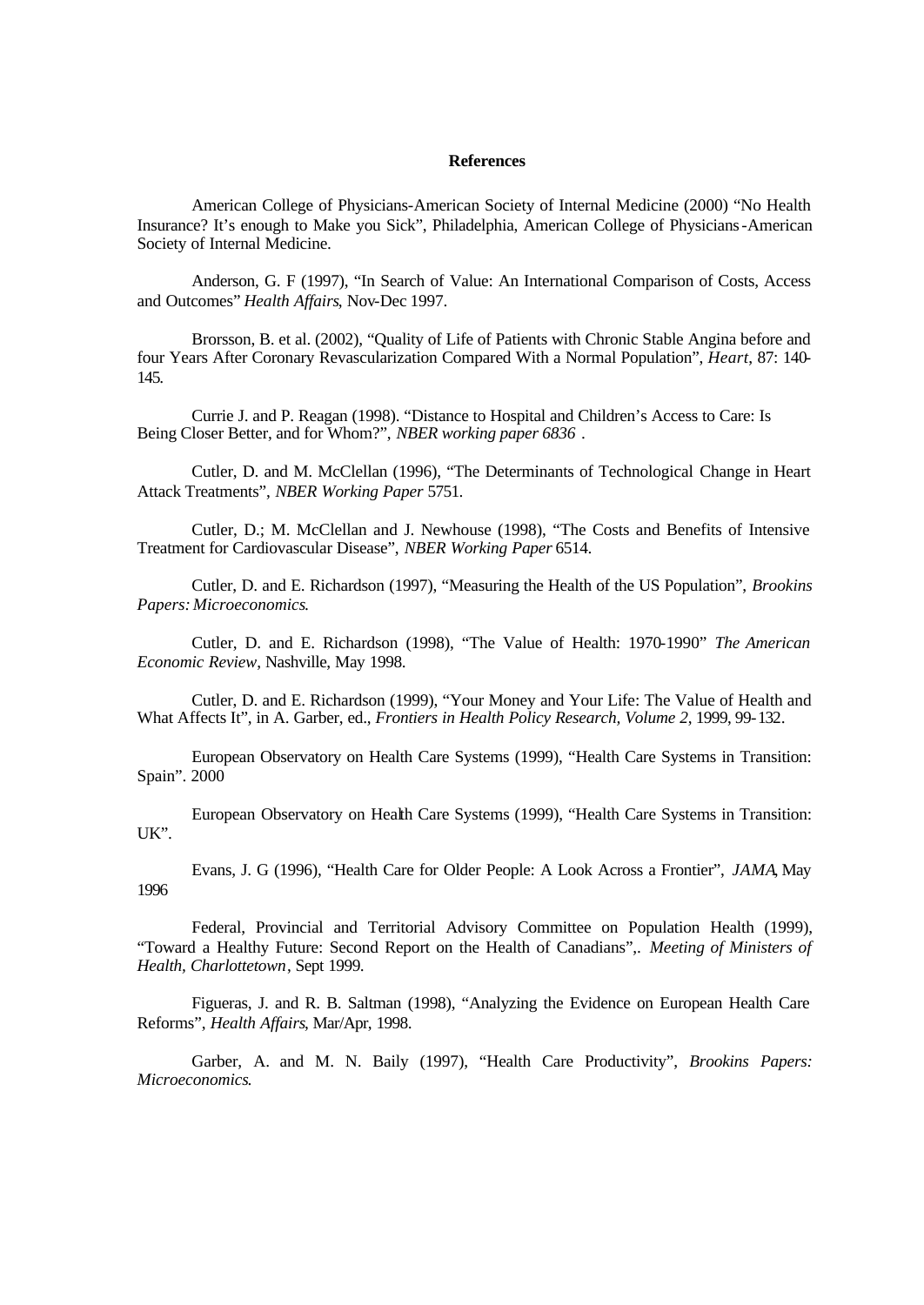**References**

American College of Physicians-American Society of Internal Medicine (2000) "No Health Insurance? It's enough to Make you Sick", Philadelphia, American College of Physicians-American Society of Internal Medicine.

Anderson, G. F (1997), "In Search of Value: An International Comparison of Costs, Access and Outcomes" *Health Affairs*, Nov-Dec 1997.

Brorsson, B. et al. (2002), "Quality of Life of Patients with Chronic Stable Angina before and four Years After Coronary Revascularization Compared With a Normal Population", *Heart*, 87: 140-145.

Currie J. and P. Reagan (1998). "Distance to Hospital and Children's Access to Care: Is Being Closer Better, and for Whom?", *NBER working paper 6836* .

Cutler, D. and M. McClellan (1996), "The Determinants of Technological Change in Heart Attack Treatments", *NBER Working Paper* 5751.

Cutler, D.; M. McClellan and J. Newhouse (1998), "The Costs and Benefits of Intensive Treatment for Cardiovascular Disease", *NBER Working Paper* 6514.

Cutler, D. and E. Richardson (1997), "Measuring the Health of the US Population", *Brookins Papers: Microeconomics*.

Cutler, D. and E. Richardson (1998), "The Value of Health: 1970-1990" *The American Economic Review*, Nashville, May 1998.

Cutler, D. and E. Richardson (1999), "Your Money and Your Life: The Value of Health and What Affects It", in A. Garber, ed., *Frontiers in Health Policy Research, Volume 2*, 1999, 99-132.

European Observatory on Health Care Systems (1999), "Health Care Systems in Transition: Spain". 2000

European Observatory on Health Care Systems (1999), "Health Care Systems in Transition: UK".

Evans, J. G (1996), "Health Care for Older People: A Look Across a Frontier", *JAMA*, May 1996

Federal, Provincial and Territorial Advisory Committee on Population Health (1999), "Toward a Healthy Future: Second Report on the Health of Canadians",. *Meeting of Ministers of Health, Charlottetown*, Sept 1999.

Figueras, J. and R. B. Saltman (1998), "Analyzing the Evidence on European Health Care Reforms", *Health Affairs*, Mar/Apr, 1998.

Garber, A. and M. N. Baily (1997), "Health Care Productivity", *Brookins Papers: Microeconomics*.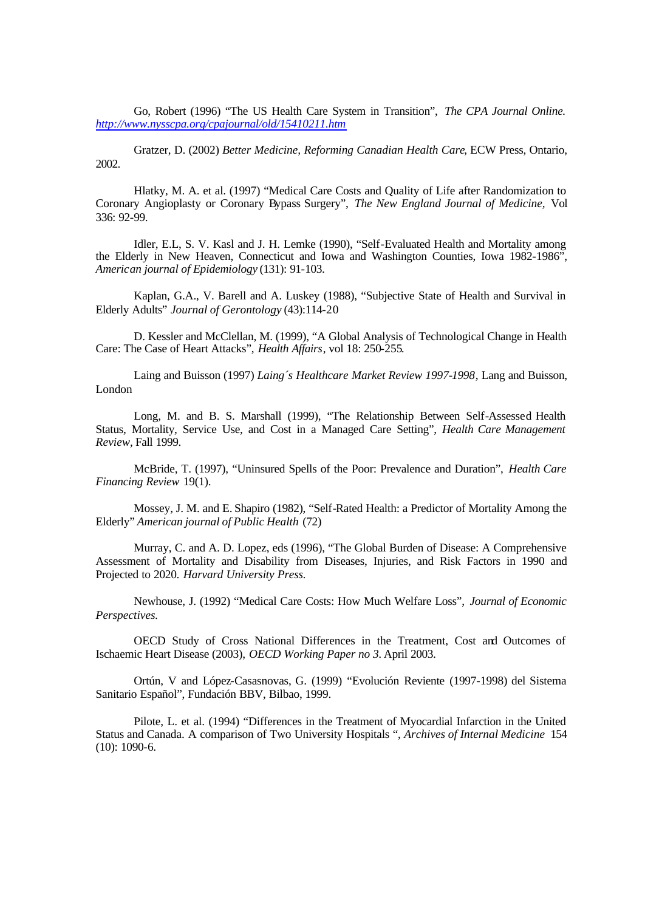Go, Robert (1996) “The US Health Care System in Transition”, *The CPA Journal Online.* http://www.nysscpa.org/cpajournal/old/15410211.htm

Gratzer, D. (2002) *Better Medicine, Reforming Canadian Health Care*, ECW Press, Ontario, 2002.

Hlatky, M. A. et al. (1997) “Medical Care Costs and Quality of Life after Randomization to Coronary Angioplasty or Coronary Bypass Surgery”, *The New England Journal of Medicine*, Vol 336: 92-99.

Idler, E.L, S. V. Kasl and J. H. Lemke (1990), “Self-Evaluated Health and Mortality among the Elderly in New Heaven, Connecticut and Iowa and Washington Counties, Iowa 1982-1986”, *American journal of Epidemiology* (131): 91-103.

Kaplan, G.A., V. Barell and A. Luskey (1988), “Subjective State of Health and Survival in Elderly Adults” *Journal of Gerontology* (43):114-20

D. Kessler and McClellan, M. (1999), “A Global Analysis of Technological Change in Health Care: The Case of Heart Attacks”, *Health Affairs*, vol 18: 250-255.

Laing and Buisson (1997) *Laing´s Healthcare Market Review 1997-1998*, Lang and Buisson, London

Long, M. and B. S. Marshall (1999), “The Relationship Between Self-Assessed Health Status, Mortality, Service Use, and Cost in a Managed Care Setting”, *Health Care Management Review,* Fall 1999.

McBride, T. (1997), “Uninsured Spells of the Poor: Prevalence and Duration”, *Health Care Financing Review* 19(1).

Mossey, J. M. and E. Shapiro (1982), “Self-Rated Health: a Predictor of Mortality Among the Elderly” *American journal of Public Health* (72)

Murray, C. and A. D. Lopez, eds (1996), “The Global Burden of Disease: A Comprehensive Assessment of Mortality and Disability from Diseases, Injuries, and Risk Factors in 1990 and Projected to 2020. *Harvard University Press.*

Newhouse, J. (1992) “Medical Care Costs: How Much Welfare Loss”, *Journal of Economic Perspectives.*

OECD Study of Cross National Differences in the Treatment, Cost and Outcomes of Ischaemic Heart Disease (2003), *OECD Working Paper no 3*. April 2003.

Ortún, V and López-Casasnovas, G. (1999) “Evolución Reviente (1997-1998) del Sistema Sanitario Español”, Fundación BBV, Bilbao, 1999.

Pilote, L. et al. (1994) “Differences in the Treatment of Myocardial Infarction in the United Status and Canada. A comparison of Two University Hospitals “, *Archives of Internal Medicine* 154 (10): 1090-6.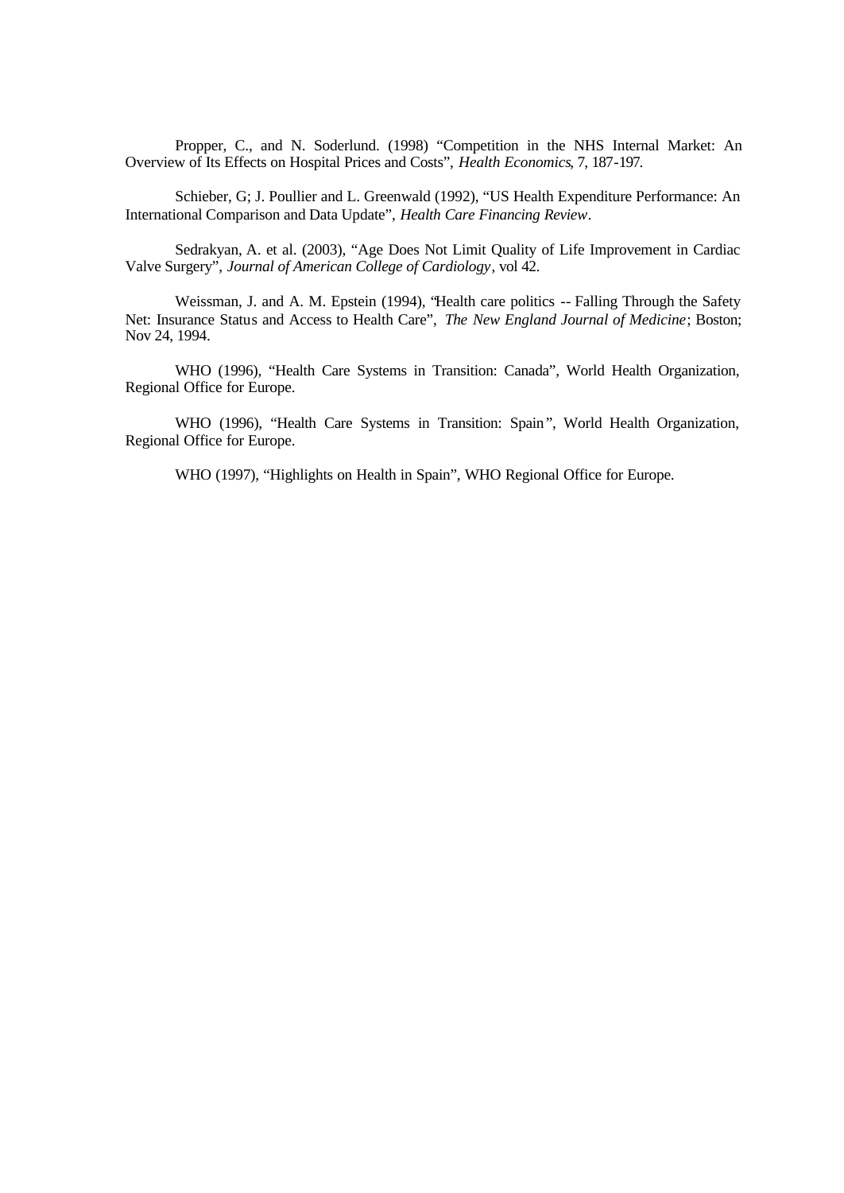Propper, C., and N. Soderlund. (1998) “Competition in the NHS Internal Market: An Overview of Its Effects on Hospital Prices and Costs”, *Health Economics*, 7, 187-197.

Schieber, G; J. Poullier and L. Greenwald (1992), “US Health Expenditure Performance: An International Comparison and Data Update”, *Health Care Financing Review*.

Sedrakyan, A. et al. (2003), “Age Does Not Limit Quality of Life Improvement in Cardiac Valve Surgery”, *Journal of American College of Cardiology*, vol 42.

Weissman, J. and A. M. Epstein (1994), “Health care politics -- Falling Through the Safety Net: Insurance Status and Access to Health Care”, *The New England Journal of Medicine*; Boston; Nov 24, 1994.

WHO (1996), “Health Care Systems in Transition: Canada”, World Health Organization, Regional Office for Europe.

WHO (1996), “Health Care Systems in Transition: Spain”, World Health Organization, Regional Office for Europe.

WHO (1997), “Highlights on Health in Spain”, WHO Regional Office for Europe.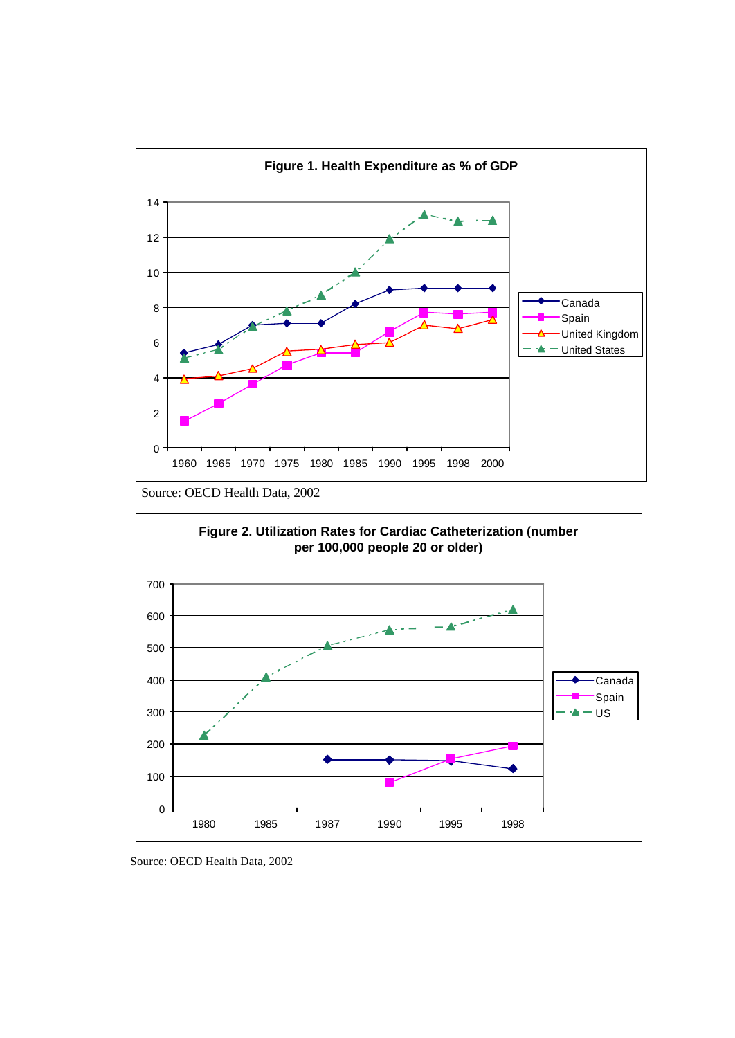**Figure 1. Health Expenditure as % of GDP**

Source: OECD Health Data, 2002

**Figure 2. Utilization Rates for Cardiac Catheterization (number per 100,000 people 20 or older)**

Source: OECD Health Data, 2002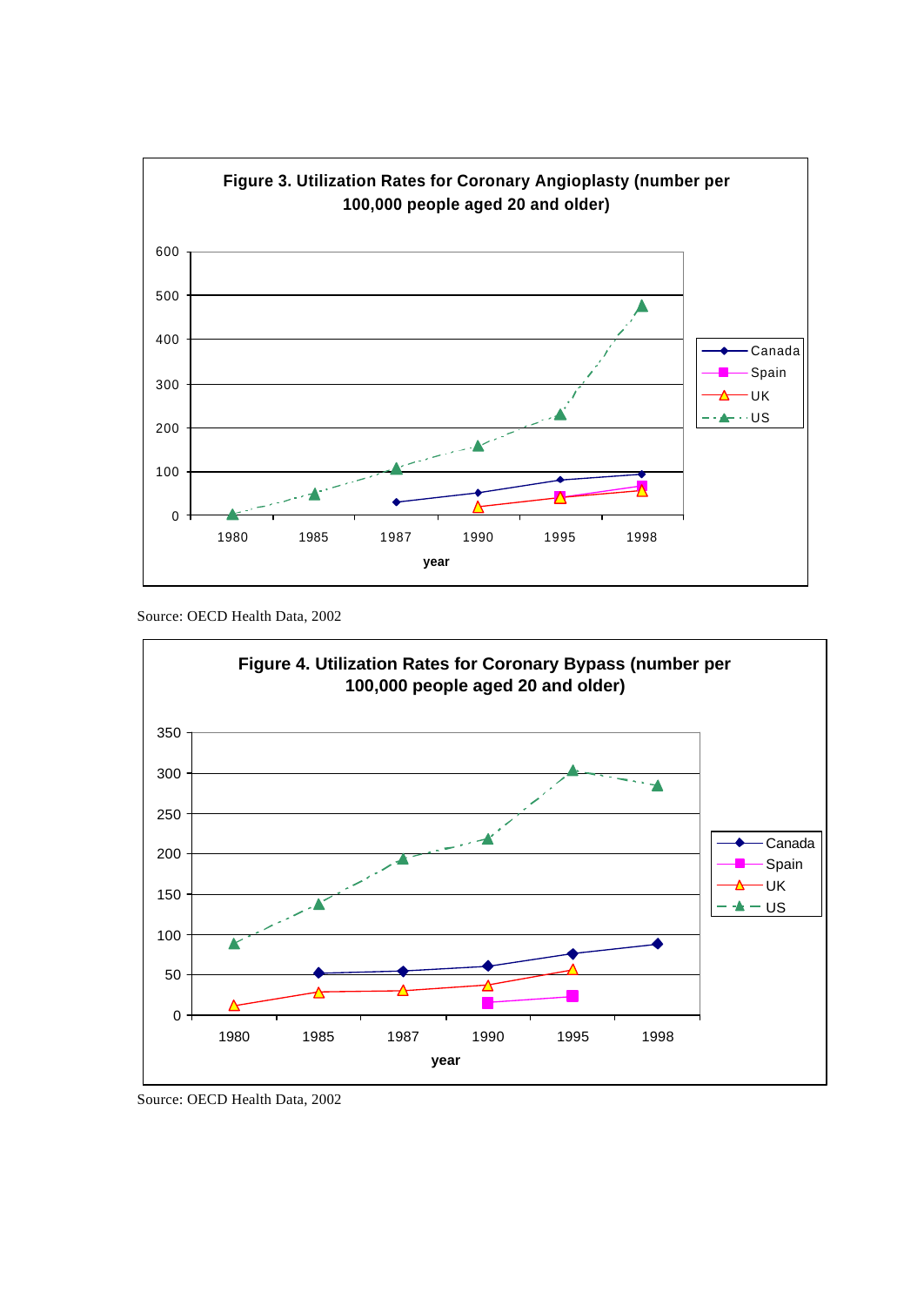**Figure 3. Utilization Rates for Coronary Angioplasty (number per 100,000 people aged 20 and older)**

Source: OECD Health Data, 2002

**Figure 4. Utilization Rates for Coronary Bypass (number per 100,000 people aged 20 and older)**

Source: OECD Health Data, 2002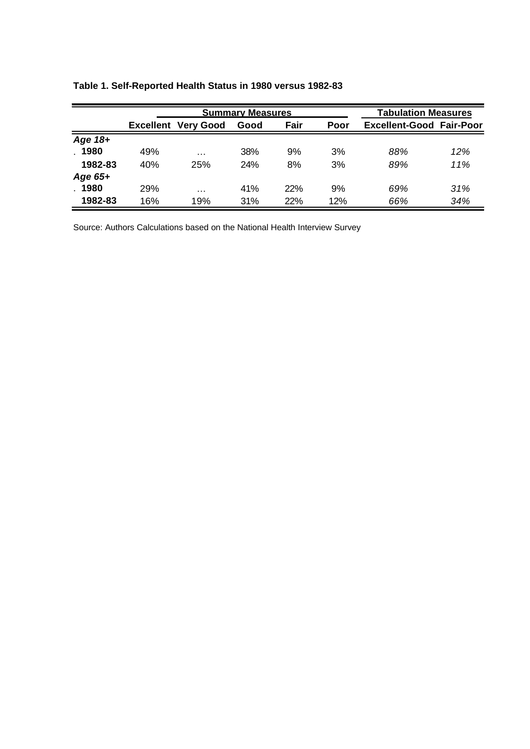**Table 1. Self-Reported Health Status in 1980 versus 1982-83**

| | Summary Measures | | | | | Tabulation Measures | |
|---|---|---|---|---|---|---|---|
| | **Excellent** | **Very Good** | **Good** | **Fair** | **Poor** | **Excellent-Good** | **Fair-Poor** |
| ***Age 18+*** | | | | | | | |
| . **1980** | 49% | ... | 38% | 9% | 3% | *88%* | *12%* |
| **1982-83** | 40% | 25% | 24% | 8% | 3% | *89%* | *11%* |
| ***Age 65+*** | | | | | | | |
| . **1980** | 29% | ... | 41% | 22% | 9% | *69%* | *31%* |
| **1982-83** | 16% | 19% | 31% | 22% | 12% | *66%* | *34%* |

Source: Authors Calculations based on the National Health Interview Survey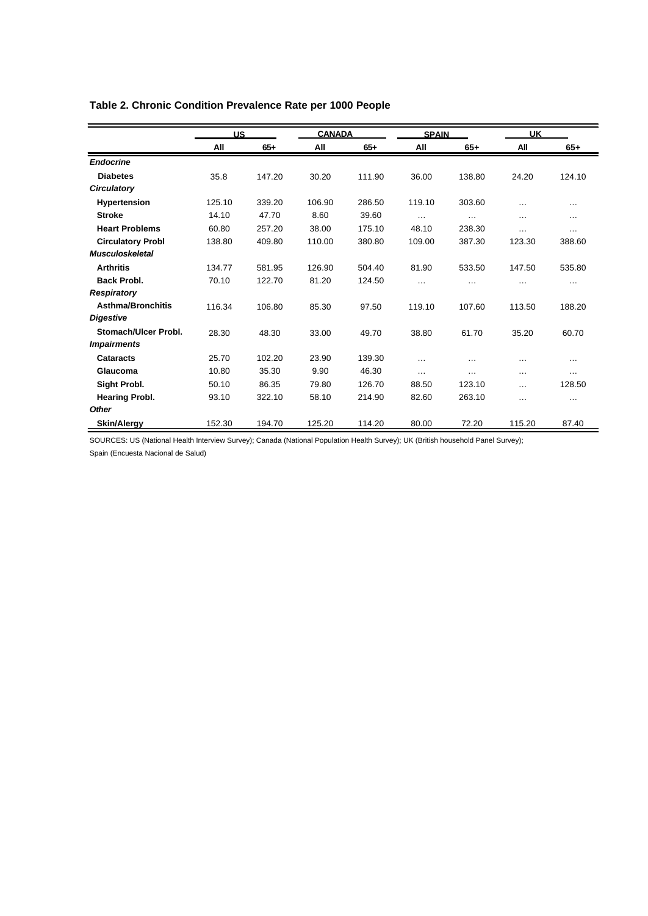**Table 2. Chronic Condition Prevalence Rate per 1000 People**

| | US | | CANADA | | SPAIN | | UK | |
|---|---|---|---|---|---|---|---|---|
| | **All** | **65+** | **All** | **65+** | **All** | **65+** | **All** | **65+** |
| ***Endocrine*** | | | | | | | | |
| **Diabetes** | 35.8 | 147.20 | 30.20 | 111.90 | 36.00 | 138.80 | 24.20 | 124.10 |
| ***Circulatory*** | | | | | | | | |
| **Hypertension** | 125.10 | 339.20 | 106.90 | 286.50 | 119.10 | 303.60 | … | … |
| **Stroke** | 14.10 | 47.70 | 8.60 | 39.60 | … | … | … | … |
| **Heart Problems** | 60.80 | 257.20 | 38.00 | 175.10 | 48.10 | 238.30 | … | … |
| **Circulatory Probl** | 138.80 | 409.80 | 110.00 | 380.80 | 109.00 | 387.30 | 123.30 | 388.60 |
| ***Musculoskeletal*** | | | | | | | | |
| **Arthritis** | 134.77 | 581.95 | 126.90 | 504.40 | 81.90 | 533.50 | 147.50 | 535.80 |
| **Back Probl.** | 70.10 | 122.70 | 81.20 | 124.50 | … | … | … | … |
| ***Respiratory*** | | | | | | | | |
| **Asthma/Bronchitis** | 116.34 | 106.80 | 85.30 | 97.50 | 119.10 | 107.60 | 113.50 | 188.20 |
| ***Digestive*** | | | | | | | | |
| **Stomach/Ulcer Probl.** | 28.30 | 48.30 | 33.00 | 49.70 | 38.80 | 61.70 | 35.20 | 60.70 |
| ***Impairments*** | | | | | | | | |
| **Cataracts** | 25.70 | 102.20 | 23.90 | 139.30 | … | … | … | … |
| **Glaucoma** | 10.80 | 35.30 | 9.90 | 46.30 | … | … | … | … |
| **Sight Probl.** | 50.10 | 86.35 | 79.80 | 126.70 | 88.50 | 123.10 | … | 128.50 |
| **Hearing Probl.** | 93.10 | 322.10 | 58.10 | 214.90 | 82.60 | 263.10 | … | … |
| ***Other*** | | | | | | | | |
| **Skin/Alergy** | 152.30 | 194.70 | 125.20 | 114.20 | 80.00 | 72.20 | 115.20 | 87.40 |

SOURCES: US (National Health Interview Survey); Canada (National Population Health Survey); UK (British household Panel Survey); Spain (Encuesta Nacional de Salud)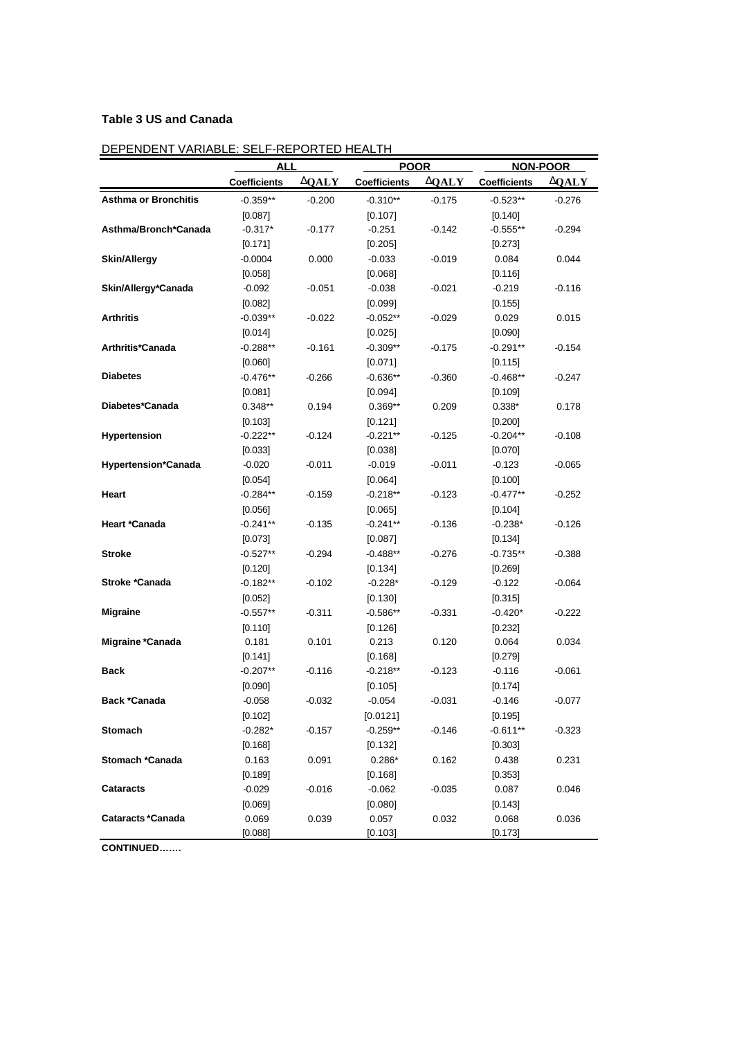**Table 3 US and Canada**

DEPENDENT VARIABLE: SELF-REPORTED HEALTH

| | ALL | | POOR | | NON-POOR | |
|---|---|---|---|---|---|---|
| | Coefficients | ΔQALY | Coefficients | ΔQALY | Coefficients | ΔQALY |
| **Asthma or Bronchitis** | -0.359** | -0.200 | -0.310** | -0.175 | -0.523** | -0.276 |
| | [0.087] | | [0.107] | | [0.140] | |
| **Asthma/Bronch*Canada** | -0.317* | -0.177 | -0.251 | -0.142 | -0.555** | -0.294 |
| | [0.171] | | [0.205] | | [0.273] | |
| **Skin/Allergy** | -0.0004 | 0.000 | -0.033 | -0.019 | 0.084 | 0.044 |
| | [0.058] | | [0.068] | | [0.116] | |
| **Skin/Allergy*Canada** | -0.092 | -0.051 | -0.038 | -0.021 | -0.219 | -0.116 |
| | [0.082] | | [0.099] | | [0.155] | |
| **Arthritis** | -0.039** | -0.022 | -0.052** | -0.029 | 0.029 | 0.015 |
| | [0.014] | | [0.025] | | [0.090] | |
| **Arthritis*Canada** | -0.288** | -0.161 | -0.309** | -0.175 | -0.291** | -0.154 |
| | [0.060] | | [0.071] | | [0.115] | |
| **Diabetes** | -0.476** | -0.266 | -0.636** | -0.360 | -0.468** | -0.247 |
| | [0.081] | | [0.094] | | [0.109] | |
| **Diabetes*Canada** | 0.348** | 0.194 | 0.369** | 0.209 | 0.338* | 0.178 |
| | [0.103] | | [0.121] | | [0.200] | |
| **Hypertension** | -0.222** | -0.124 | -0.221** | -0.125 | -0.204** | -0.108 |
| | [0.033] | | [0.038] | | [0.070] | |
| **Hypertension*Canada** | -0.020 | -0.011 | -0.019 | -0.011 | -0.123 | -0.065 |
| | [0.054] | | [0.064] | | [0.100] | |
| **Heart** | -0.284** | -0.159 | -0.218** | -0.123 | -0.477** | -0.252 |
| | [0.056] | | [0.065] | | [0.104] | |
| **Heart *Canada** | -0.241** | -0.135 | -0.241** | -0.136 | -0.238* | -0.126 |
| | [0.073] | | [0.087] | | [0.134] | |
| **Stroke** | -0.527** | -0.294 | -0.488** | -0.276 | -0.735** | -0.388 |
| | [0.120] | | [0.134] | | [0.269] | |
| **Stroke *Canada** | -0.182** | -0.102 | -0.228* | -0.129 | -0.122 | -0.064 |
| | [0.052] | | [0.130] | | [0.315] | |
| **Migraine** | -0.557** | -0.311 | -0.586** | -0.331 | -0.420* | -0.222 |
| | [0.110] | | [0.126] | | [0.232] | |
| **Migraine *Canada** | 0.181 | 0.101 | 0.213 | 0.120 | 0.064 | 0.034 |
| | [0.141] | | [0.168] | | [0.279] | |
| **Back** | -0.207** | -0.116 | -0.218** | -0.123 | -0.116 | -0.061 |
| | [0.090] | | [0.105] | | [0.174] | |
| **Back *Canada** | -0.058 | -0.032 | -0.054 | -0.031 | -0.146 | -0.077 |
| | [0.102] | | [0.0121] | | [0.195] | |
| **Stomach** | -0.282* | -0.157 | -0.259** | -0.146 | -0.611** | -0.323 |
| | [0.168] | | [0.132] | | [0.303] | |
| **Stomach *Canada** | 0.163 | 0.091 | 0.286* | 0.162 | 0.438 | 0.231 |
| | [0.189] | | [0.168] | | [0.353] | |
| **Cataracts** | -0.029 | -0.016 | -0.062 | -0.035 | 0.087 | 0.046 |
| | [0.069] | | [0.080] | | [0.143] | |
| **Cataracts *Canada** | 0.069 | 0.039 | 0.057 | 0.032 | 0.068 | 0.036 |
| | [0.088] | | [0.103] | | [0.173] | |

**CONTINUED…….**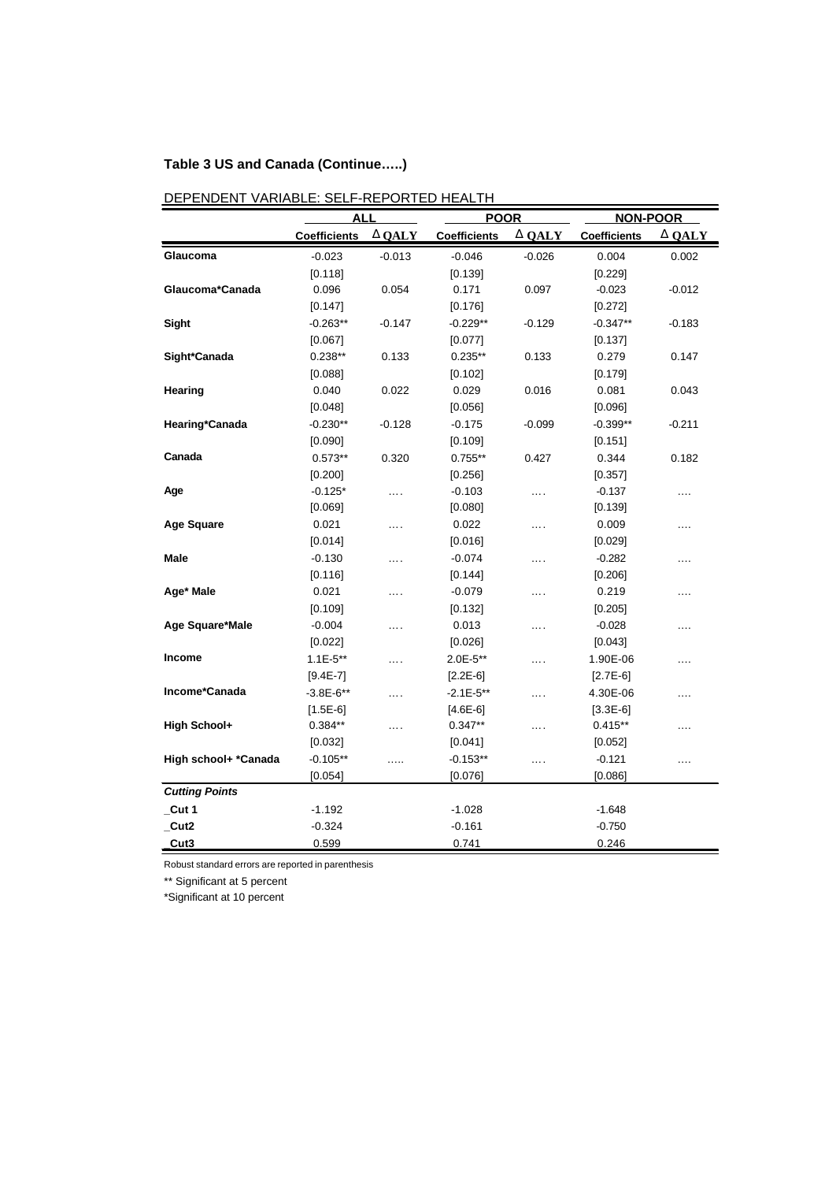**Table 3 US and Canada (Continue…..)**

DEPENDENT VARIABLE: SELF-REPORTED HEALTH

| | ALL | | POOR | | NON-POOR | |
|---|---|---|---|---|---|---|
| | Coefficients | Δ QALY | Coefficients | Δ QALY | Coefficients | Δ QALY |
| **Glaucoma** | -0.023 | -0.013 | -0.046 | -0.026 | 0.004 | 0.002 |
| | [0.118] | | [0.139] | | [0.229] | |
| **Glaucoma*Canada** | 0.096 | 0.054 | 0.171 | 0.097 | -0.023 | -0.012 |
| | [0.147] | | [0.176] | | [0.272] | |
| **Sight** | -0.263** | -0.147 | -0.229** | -0.129 | -0.347** | -0.183 |
| | [0.067] | | [0.077] | | [0.137] | |
| **Sight*Canada** | 0.238** | 0.133 | 0.235** | 0.133 | 0.279 | 0.147 |
| | [0.088] | | [0.102] | | [0.179] | |
| **Hearing** | 0.040 | 0.022 | 0.029 | 0.016 | 0.081 | 0.043 |
| | [0.048] | | [0.056] | | [0.096] | |
| **Hearing*Canada** | -0.230** | -0.128 | -0.175 | -0.099 | -0.399** | -0.211 |
| | [0.090] | | [0.109] | | [0.151] | |
| **Canada** | 0.573** | 0.320 | 0.755** | 0.427 | 0.344 | 0.182 |
| | [0.200] | | [0.256] | | [0.357] | |
| **Age** | -0.125* | …. | -0.103 | …. | -0.137 | …. |
| | [0.069] | | [0.080] | | [0.139] | |
| **Age Square** | 0.021 | …. | 0.022 | …. | 0.009 | …. |
| | [0.014] | | [0.016] | | [0.029] | |
| **Male** | -0.130 | …. | -0.074 | …. | -0.282 | …. |
| | [0.116] | | [0.144] | | [0.206] | |
| **Age* Male** | 0.021 | …. | -0.079 | …. | 0.219 | …. |
| | [0.109] | | [0.132] | | [0.205] | |
| **Age Square*Male** | -0.004 | …. | 0.013 | …. | -0.028 | …. |
| | [0.022] | | [0.026] | | [0.043] | |
| **Income** | 1.1E-5** | …. | 2.0E-5** | …. | 1.90E-06 | …. |
| | [9.4E-7] | | [2.2E-6] | | [2.7E-6] | |
| **Income*Canada** | -3.8E-6** | …. | -2.1E-5** | …. | 4.30E-06 | …. |
| | [1.5E-6] | | [4.6E-6] | | [3.3E-6] | |
| **High School+** | 0.384** | …. | 0.347** | …. | 0.415** | …. |
| | [0.032] | | [0.041] | | [0.052] | |
| **High school+ *Canada** | -0.105** | ….. | -0.153** | …. | -0.121 | …. |
| | [0.054] | | [0.076] | | [0.086] | |
| ***Cutting Points*** | | | | | | |
| **_Cut 1** | -1.192 | | -1.028 | | -1.648 | |
| **_Cut2** | -0.324 | | -0.161 | | -0.750 | |
| **_Cut3** | 0.599 | | 0.741 | | 0.246 | |

Robust standard errors are reported in parenthesis

** Significant at 5 percent

*Significant at 10 percent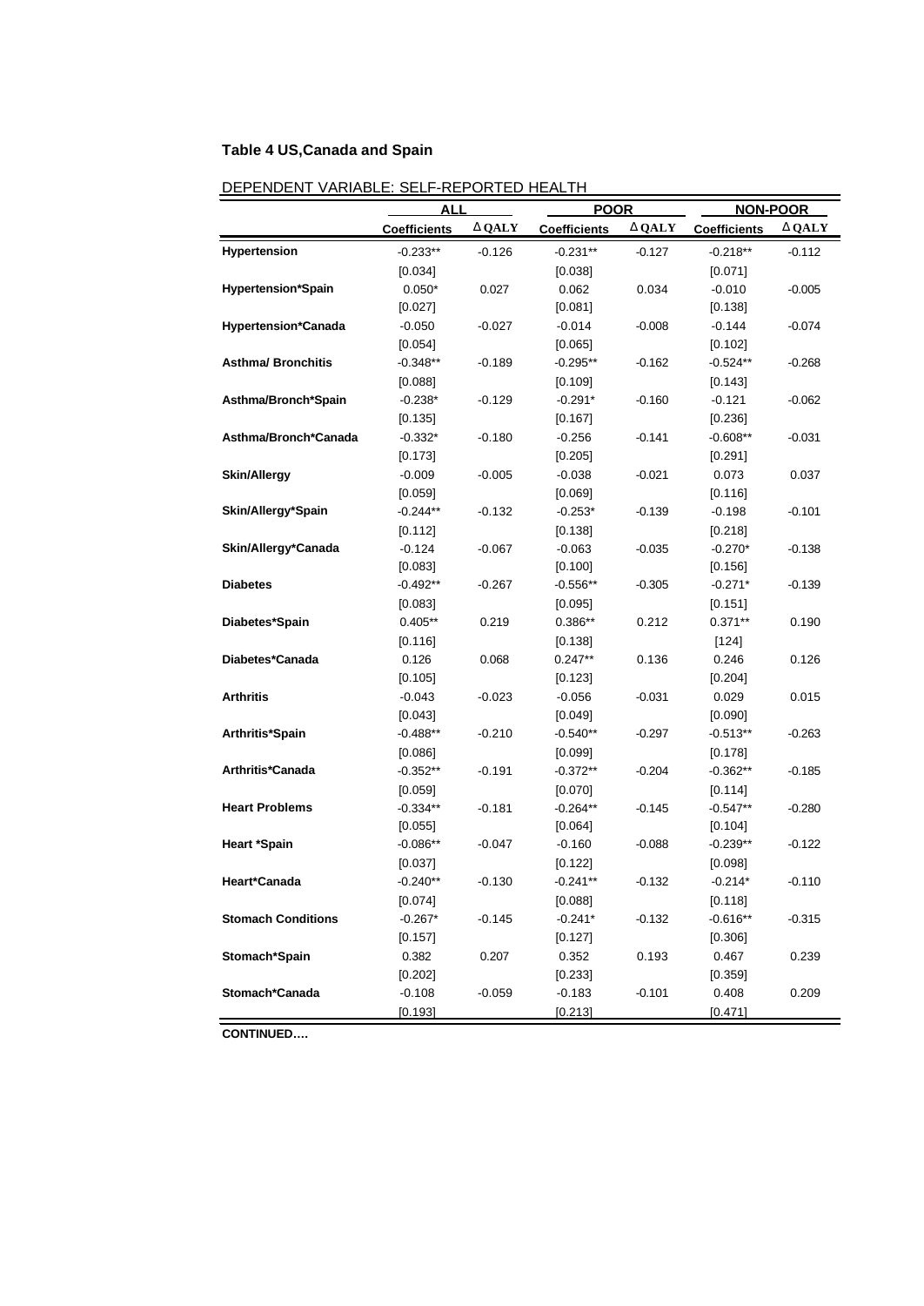**Table 4 US,Canada and Spain**

DEPENDENT VARIABLE: SELF-REPORTED HEALTH

| | ALL | | POOR | | NON-POOR | |
|---|---|---|---|---|---|---|
| | Coefficients | Δ QALY | Coefficients | Δ QALY | Coefficients | Δ QALY |
| **Hypertension** | -0.233** | -0.126 | -0.231** | -0.127 | -0.218** | -0.112 |
| | [0.034] | | [0.038] | | [0.071] | |
| **Hypertension*Spain** | 0.050* | 0.027 | 0.062 | 0.034 | -0.010 | -0.005 |
| | [0.027] | | [0.081] | | [0.138] | |
| **Hypertension*Canada** | -0.050 | -0.027 | -0.014 | -0.008 | -0.144 | -0.074 |
| | [0.054] | | [0.065] | | [0.102] | |
| **Asthma/ Bronchitis** | -0.348** | -0.189 | -0.295** | -0.162 | -0.524** | -0.268 |
| | [0.088] | | [0.109] | | [0.143] | |
| **Asthma/Bronch*Spain** | -0.238* | -0.129 | -0.291* | -0.160 | -0.121 | -0.062 |
| | [0.135] | | [0.167] | | [0.236] | |
| **Asthma/Bronch*Canada** | -0.332* | -0.180 | -0.256 | -0.141 | -0.608** | -0.031 |
| | [0.173] | | [0.205] | | [0.291] | |
| **Skin/Allergy** | -0.009 | -0.005 | -0.038 | -0.021 | 0.073 | 0.037 |
| | [0.059] | | [0.069] | | [0.116] | |
| **Skin/Allergy*Spain** | -0.244** | -0.132 | -0.253* | -0.139 | -0.198 | -0.101 |
| | [0.112] | | [0.138] | | [0.218] | |
| **Skin/Allergy*Canada** | -0.124 | -0.067 | -0.063 | -0.035 | -0.270* | -0.138 |
| | [0.083] | | [0.100] | | [0.156] | |
| **Diabetes** | -0.492** | -0.267 | -0.556** | -0.305 | -0.271* | -0.139 |
| | [0.083] | | [0.095] | | [0.151] | |
| **Diabetes*Spain** | 0.405** | 0.219 | 0.386** | 0.212 | 0.371** | 0.190 |
| | [0.116] | | [0.138] | | [124] | |
| **Diabetes*Canada** | 0.126 | 0.068 | 0.247** | 0.136 | 0.246 | 0.126 |
| | [0.105] | | [0.123] | | [0.204] | |
| **Arthritis** | -0.043 | -0.023 | -0.056 | -0.031 | 0.029 | 0.015 |
| | [0.043] | | [0.049] | | [0.090] | |
| **Arthritis*Spain** | -0.488** | -0.210 | -0.540** | -0.297 | -0.513** | -0.263 |
| | [0.086] | | [0.099] | | [0.178] | |
| **Arthritis*Canada** | -0.352** | -0.191 | -0.372** | -0.204 | -0.362** | -0.185 |
| | [0.059] | | [0.070] | | [0.114] | |
| **Heart Problems** | -0.334** | -0.181 | -0.264** | -0.145 | -0.547** | -0.280 |
| | [0.055] | | [0.064] | | [0.104] | |
| **Heart *Spain** | -0.086** | -0.047 | -0.160 | -0.088 | -0.239** | -0.122 |
| | [0.037] | | [0.122] | | [0.098] | |
| **Heart*Canada** | -0.240** | -0.130 | -0.241** | -0.132 | -0.214* | -0.110 |
| | [0.074] | | [0.088] | | [0.118] | |
| **Stomach Conditions** | -0.267* | -0.145 | -0.241* | -0.132 | -0.616** | -0.315 |
| | [0.157] | | [0.127] | | [0.306] | |
| **Stomach*Spain** | 0.382 | 0.207 | 0.352 | 0.193 | 0.467 | 0.239 |
| | [0.202] | | [0.233] | | [0.359] | |
| **Stomach*Canada** | -0.108 | -0.059 | -0.183 | -0.101 | 0.408 | 0.209 |
| | [0.193] | | [0.213] | | [0.471] | |

**CONTINUED….**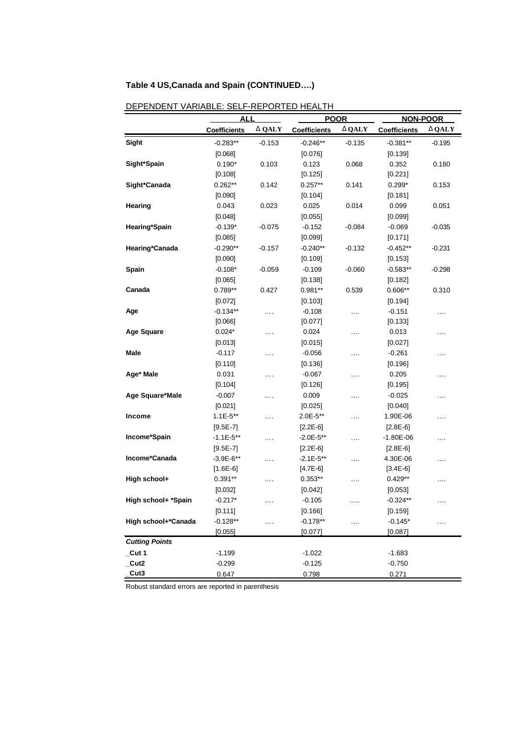**Table 4 US,Canada and Spain (CONTINUED….)**

DEPENDENT VARIABLE: SELF-REPORTED HEALTH

| | ALL | | POOR | | NON-POOR | |
|---|---|---|---|---|---|---|
| | Coefficients | Δ QALY | Coefficients | Δ QALY | Coefficients | Δ QALY |
| **Sight** | -0.283** | -0.153 | -0.246** | -0.135 | -0.381** | -0.195 |
| | [0.068] | | [0.076] | | [0.139] | |
| **Sight*Spain** | 0.190* | 0.103 | 0.123 | 0.068 | 0.352 | 0.180 |
| | [0.108] | | [0.125] | | [0.221] | |
| **Sight*Canada** | 0.262** | 0.142 | 0.257** | 0.141 | 0.299* | 0.153 |
| | [0.090] | | [0.104] | | [0.181] | |
| **Hearing** | 0.043 | 0.023 | 0.025 | 0.014 | 0.099 | 0.051 |
| | [0.048] | | [0.055] | | [0.099] | |
| **Hearing*Spain** | -0.139* | -0.075 | -0.152 | -0.084 | -0.069 | -0.035 |
| | [0.085] | | [0.099] | | [0.171] | |
| **Hearing*Canada** | -0.290** | -0.157 | -0.240** | -0.132 | -0.452** | -0.231 |
| | [0.090] | | [0.109] | | [0.153] | |
| **Spain** | -0.108* | -0.059 | -0.109 | -0.060 | -0.583** | -0.298 |
| | [0.065] | | [0.138] | | [0.182] | |
| **Canada** | 0.789** | 0.427 | 0.981** | 0.539 | 0.606** | 0.310 |
| | [0.072] | | [0.103] | | [0.194] | |
| **Age** | -0.134** | …. | -0.108 | …. | -0.151 | …. |
| | [0.066] | | [0.077] | | [0.133] | |
| **Age Square** | 0.024* | …. | 0.024 | …. | 0.013 | …. |
| | [0.013] | | [0.015] | | [0.027] | |
| **Male** | -0.117 | …. | -0.056 | …. | -0.261 | …. |
| | [0.110] | | [0.136] | | [0.196] | |
| **Age* Male** | 0.031 | …. | -0.067 | …. | 0.205 | …. |
| | [0.104] | | [0.126] | | [0.195] | |
| **Age Square*Male** | -0.007 | …. | 0.009 | …. | -0.025 | …. |
| | [0.021] | | [0.025] | | [0.040] | |
| **Income** | 1.1E-5** | …. | 2.0E-5** | …. | 1.90E-06 | …. |
| | [9.5E-7] | | [2.2E-6] | | [2.8E-6] | |
| **Income*Spain** | -1.1E-5** | …. | -2.0E-5** | …. | -1.80E-06 | …. |
| | [9.5E-7] | | [2.2E-6] | | [2.8E-6] | |
| **Income*Canada** | -3.9E-6** | …. | -2.1E-5** | …. | 4.30E-06 | …. |
| | [1.6E-6] | | [4.7E-6] | | [3.4E-6] | |
| **High school+** | 0.391** | …. | 0.353** | …. | 0.429** | …. |
| | [0.032] | | [0.042] | | [0.053] | |
| **High school+ *Spain** | -0.217* | …. | -0.105 | ….. | -0.324** | …. |
| | [0.111] | | [0.166] | | [0.159] | |
| **High school+*Canada** | -0.128** | …. | -0.178** | …. | -0.145* | …. |
| | [0.055] | | [0.077] | | [0.087] | |
| ***Cutting Points*** | | | | | | |
| **_Cut 1** | -1.199 | | -1.022 | | -1.683 | |
| **_Cut2** | -0.299 | | -0.125 | | -0.750 | |
| **_Cut3** | 0.647 | | 0.798 | | 0.271 | |

Robust standard errors are reported in parenthesis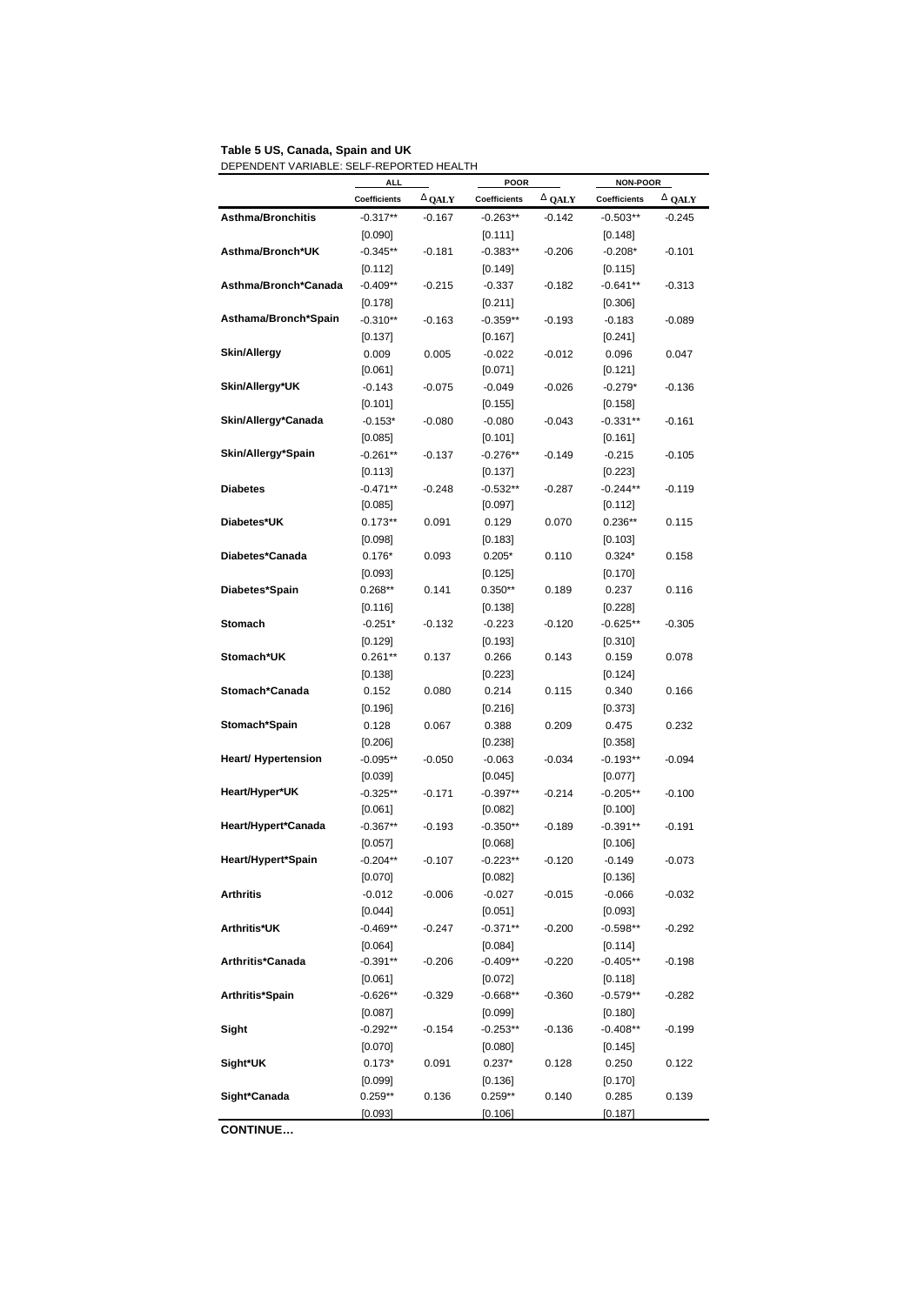**Table 5 US, Canada, Spain and UK**

DEPENDENT VARIABLE: SELF-REPORTED HEALTH

| | ALL | | POOR | | NON-POOR | |
|---|---|---|---|---|---|---|
| | Coefficients | Δ QALY | Coefficients | Δ QALY | Coefficients | Δ QALY |
| **Asthma/Bronchitis** | -0.317** | -0.167 | -0.263** | -0.142 | -0.503** | -0.245 |
| | [0.090] | | [0.111] | | [0.148] | |
| **Asthma/Bronch*UK** | -0.345** | -0.181 | -0.383** | -0.206 | -0.208* | -0.101 |
| | [0.112] | | [0.149] | | [0.115] | |
| **Asthma/Bronch*Canada** | -0.409** | -0.215 | -0.337 | -0.182 | -0.641** | -0.313 |
| | [0.178] | | [0.211] | | [0.306] | |
| **Asthama/Bronch*Spain** | -0.310** | -0.163 | -0.359** | -0.193 | -0.183 | -0.089 |
| | [0.137] | | [0.167] | | [0.241] | |
| **Skin/Allergy** | 0.009 | 0.005 | -0.022 | -0.012 | 0.096 | 0.047 |
| | [0.061] | | [0.071] | | [0.121] | |
| **Skin/Allergy*UK** | -0.143 | -0.075 | -0.049 | -0.026 | -0.279* | -0.136 |
| | [0.101] | | [0.155] | | [0.158] | |
| **Skin/Allergy*Canada** | -0.153* | -0.080 | -0.080 | -0.043 | -0.331** | -0.161 |
| | [0.085] | | [0.101] | | [0.161] | |
| **Skin/Allergy*Spain** | -0.261** | -0.137 | -0.276** | -0.149 | -0.215 | -0.105 |
| | [0.113] | | [0.137] | | [0.223] | |
| **Diabetes** | -0.471** | -0.248 | -0.532** | -0.287 | -0.244** | -0.119 |
| | [0.085] | | [0.097] | | [0.112] | |
| **Diabetes*UK** | 0.173** | 0.091 | 0.129 | 0.070 | 0.236** | 0.115 |
| | [0.098] | | [0.183] | | [0.103] | |
| **Diabetes*Canada** | 0.176* | 0.093 | 0.205* | 0.110 | 0.324* | 0.158 |
| | [0.093] | | [0.125] | | [0.170] | |
| **Diabetes*Spain** | 0.268** | 0.141 | 0.350** | 0.189 | 0.237 | 0.116 |
| | [0.116] | | [0.138] | | [0.228] | |
| **Stomach** | -0.251* | -0.132 | -0.223 | -0.120 | -0.625** | -0.305 |
| | [0.129] | | [0.193] | | [0.310] | |
| **Stomach*UK** | 0.261** | 0.137 | 0.266 | 0.143 | 0.159 | 0.078 |
| | [0.138] | | [0.223] | | [0.124] | |
| **Stomach*Canada** | 0.152 | 0.080 | 0.214 | 0.115 | 0.340 | 0.166 |
| | [0.196] | | [0.216] | | [0.373] | |
| **Stomach*Spain** | 0.128 | 0.067 | 0.388 | 0.209 | 0.475 | 0.232 |
| | [0.206] | | [0.238] | | [0.358] | |
| **Heart/ Hypertension** | -0.095** | -0.050 | -0.063 | -0.034 | -0.193** | -0.094 |
| | [0.039] | | [0.045] | | [0.077] | |
| **Heart/Hyper*UK** | -0.325** | -0.171 | -0.397** | -0.214 | -0.205** | -0.100 |
| | [0.061] | | [0.082] | | [0.100] | |
| **Heart/Hypert*Canada** | -0.367** | -0.193 | -0.350** | -0.189 | -0.391** | -0.191 |
| | [0.057] | | [0.068] | | [0.106] | |
| **Heart/Hypert*Spain** | -0.204** | -0.107 | -0.223** | -0.120 | -0.149 | -0.073 |
| | [0.070] | | [0.082] | | [0.136] | |
| **Arthritis** | -0.012 | -0.006 | -0.027 | -0.015 | -0.066 | -0.032 |
| | [0.044] | | [0.051] | | [0.093] | |
| **Arthritis*UK** | -0.469** | -0.247 | -0.371** | -0.200 | -0.598** | -0.292 |
| | [0.064] | | [0.084] | | [0.114] | |
| **Arthritis*Canada** | -0.391** | -0.206 | -0.409** | -0.220 | -0.405** | -0.198 |
| | [0.061] | | [0.072] | | [0.118] | |
| **Arthritis*Spain** | -0.626** | -0.329 | -0.668** | -0.360 | -0.579** | -0.282 |
| | [0.087] | | [0.099] | | [0.180] | |
| **Sight** | -0.292** | -0.154 | -0.253** | -0.136 | -0.408** | -0.199 |
| | [0.070] | | [0.080] | | [0.145] | |
| **Sight*UK** | 0.173* | 0.091 | 0.237* | 0.128 | 0.250 | 0.122 |
| | [0.099] | | [0.136] | | [0.170] | |
| **Sight*Canada** | 0.259** | 0.136 | 0.259** | 0.140 | 0.285 | 0.139 |
| | [0.093] | | [0.106] | | [0.187] | |

**CONTINUE…**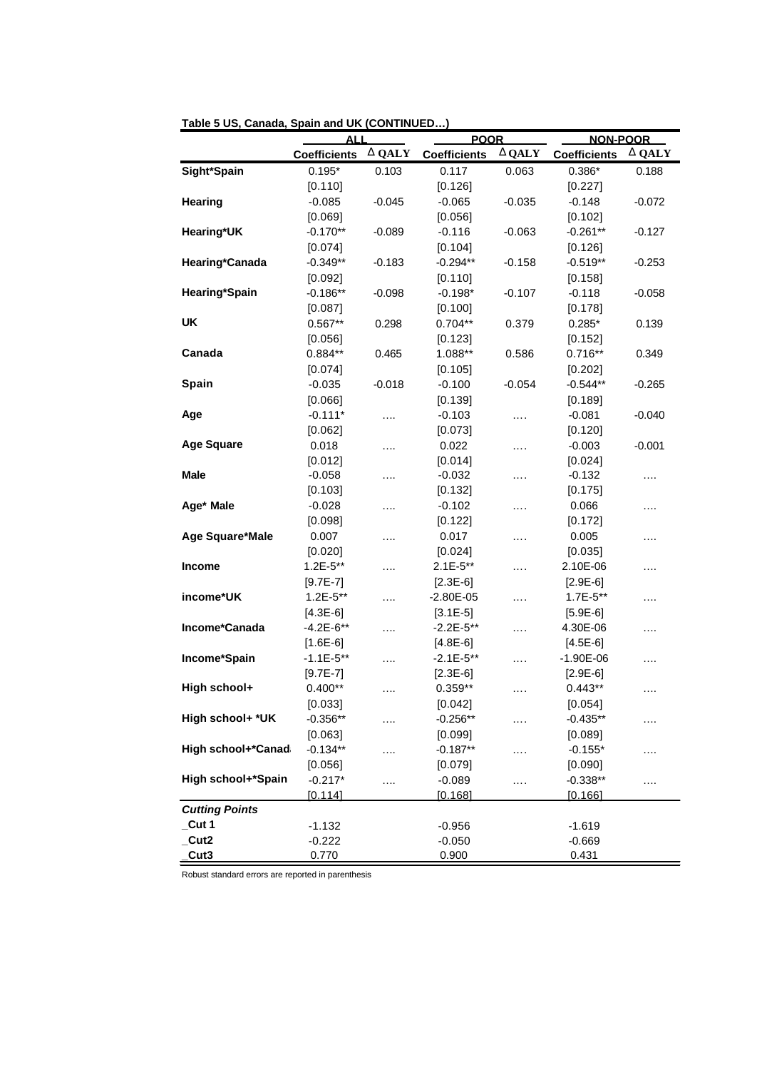**Table 5 US, Canada, Spain and UK (CONTINUED…)**

| | ALL | | POOR | | NON-POOR | |
|---|---|---|---|---|---|---|
| | Coefficients | Δ QALY | Coefficients | Δ QALY | Coefficients | Δ QALY |
| **Sight*Spain** | 0.195* | 0.103 | 0.117 | 0.063 | 0.386* | 0.188 |
| | [0.110] | | [0.126] | | [0.227] | |
| **Hearing** | -0.085 | -0.045 | -0.065 | -0.035 | -0.148 | -0.072 |
| | [0.069] | | [0.056] | | [0.102] | |
| **Hearing*UK** | -0.170** | -0.089 | -0.116 | -0.063 | -0.261** | -0.127 |
| | [0.074] | | [0.104] | | [0.126] | |
| **Hearing*Canada** | -0.349** | -0.183 | -0.294** | -0.158 | -0.519** | -0.253 |
| | [0.092] | | [0.110] | | [0.158] | |
| **Hearing*Spain** | -0.186** | -0.098 | -0.198* | -0.107 | -0.118 | -0.058 |
| | [0.087] | | [0.100] | | [0.178] | |
| **UK** | 0.567** | 0.298 | 0.704** | 0.379 | 0.285* | 0.139 |
| | [0.056] | | [0.123] | | [0.152] | |
| **Canada** | 0.884** | 0.465 | 1.088** | 0.586 | 0.716** | 0.349 |
| | [0.074] | | [0.105] | | [0.202] | |
| **Spain** | -0.035 | -0.018 | -0.100 | -0.054 | -0.544** | -0.265 |
| | [0.066] | | [0.139] | | [0.189] | |
| **Age** | -0.111* | …. | -0.103 | …. | -0.081 | -0.040 |
| | [0.062] | | [0.073] | | [0.120] | |
| **Age Square** | 0.018 | …. | 0.022 | …. | -0.003 | -0.001 |
| | [0.012] | | [0.014] | | [0.024] | |
| **Male** | -0.058 | …. | -0.032 | …. | -0.132 | …. |
| | [0.103] | | [0.132] | | [0.175] | |
| **Age* Male** | -0.028 | …. | -0.102 | …. | 0.066 | …. |
| | [0.098] | | [0.122] | | [0.172] | |
| **Age Square*Male** | 0.007 | …. | 0.017 | …. | 0.005 | …. |
| | [0.020] | | [0.024] | | [0.035] | |
| **Income** | 1.2E-5** | …. | 2.1E-5** | …. | 2.10E-06 | …. |
| | [9.7E-7] | | [2.3E-6] | | [2.9E-6] | |
| **income*UK** | 1.2E-5** | …. | -2.80E-05 | …. | 1.7E-5** | …. |
| | [4.3E-6] | | [3.1E-5] | | [5.9E-6] | |
| **Income*Canada** | -4.2E-6** | …. | -2.2E-5** | …. | 4.30E-06 | …. |
| | [1.6E-6] | | [4.8E-6] | | [4.5E-6] | |
| **Income*Spain** | -1.1E-5** | …. | -2.1E-5** | …. | -1.90E-06 | …. |
| | [9.7E-7] | | [2.3E-6] | | [2.9E-6] | |
| **High school+** | 0.400** | …. | 0.359** | …. | 0.443** | …. |
| | [0.033] | | [0.042] | | [0.054] | |
| **High school+ *UK** | -0.356** | …. | -0.256** | …. | -0.435** | …. |
| | [0.063] | | [0.099] | | [0.089] | |
| **High school+*Canad** | -0.134** | …. | -0.187** | …. | -0.155* | …. |
| | [0.056] | | [0.079] | | [0.090] | |
| **High school+*Spain** | -0.217* | …. | -0.089 | …. | -0.338** | …. |
| | [0.114] | | [0.168] | | [0.166] | |
| ***Cutting Points*** | | | | | | |
| **_Cut 1** | -1.132 | | -0.956 | | -1.619 | |
| **_Cut2** | -0.222 | | -0.050 | | -0.669 | |
| **_Cut3** | 0.770 | | 0.900 | | 0.431 | |

Robust standard errors are reported in parenthesis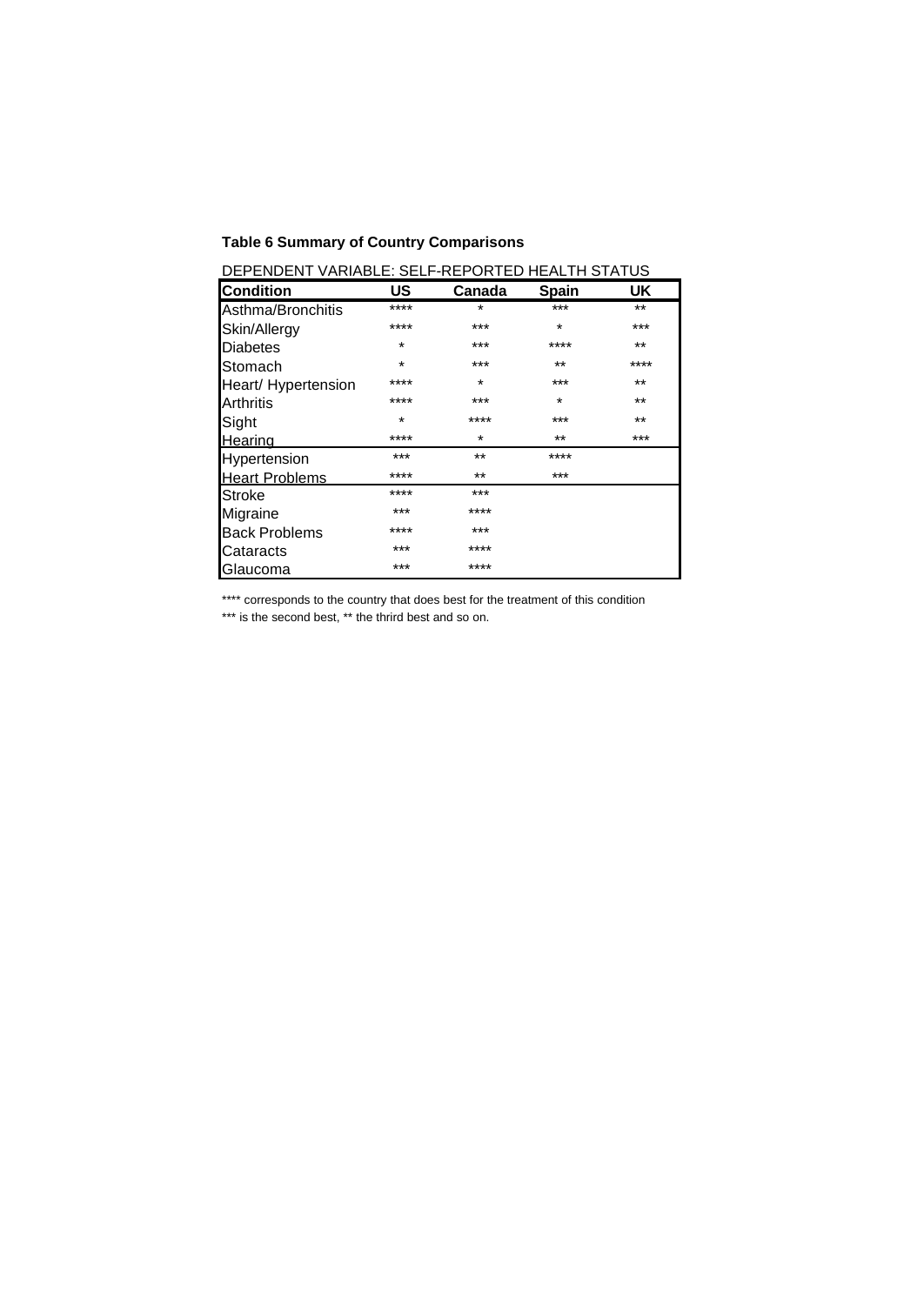**Table 6 Summary of Country Comparisons**

DEPENDENT VARIABLE: SELF-REPORTED HEALTH STATUS

| Condition | US | Canada | Spain | UK |
|---|---|---|---|---|
| Asthma/Bronchitis | **** | * | *** | ** |
| Skin/Allergy | **** | *** | * | *** |
| Diabetes | * | *** | **** | ** |
| Stomach | * | *** | ** | **** |
| Heart/ Hypertension | **** | * | *** | ** |
| Arthritis | **** | *** | * | ** |
| Sight | * | **** | *** | ** |
| Hearing | **** | * | ** | *** |
| Hypertension | *** | ** | **** | |
| Heart Problems | **** | ** | *** | |
| Stroke | **** | *** | | |
| Migraine | *** | **** | | |
| Back Problems | **** | *** | | |
| Cataracts | *** | **** | | |
| Glaucoma | *** | **** | | |

**** corresponds to the country that does best for the treatment of this condition
*** is the second best, ** the thirrd best and so on.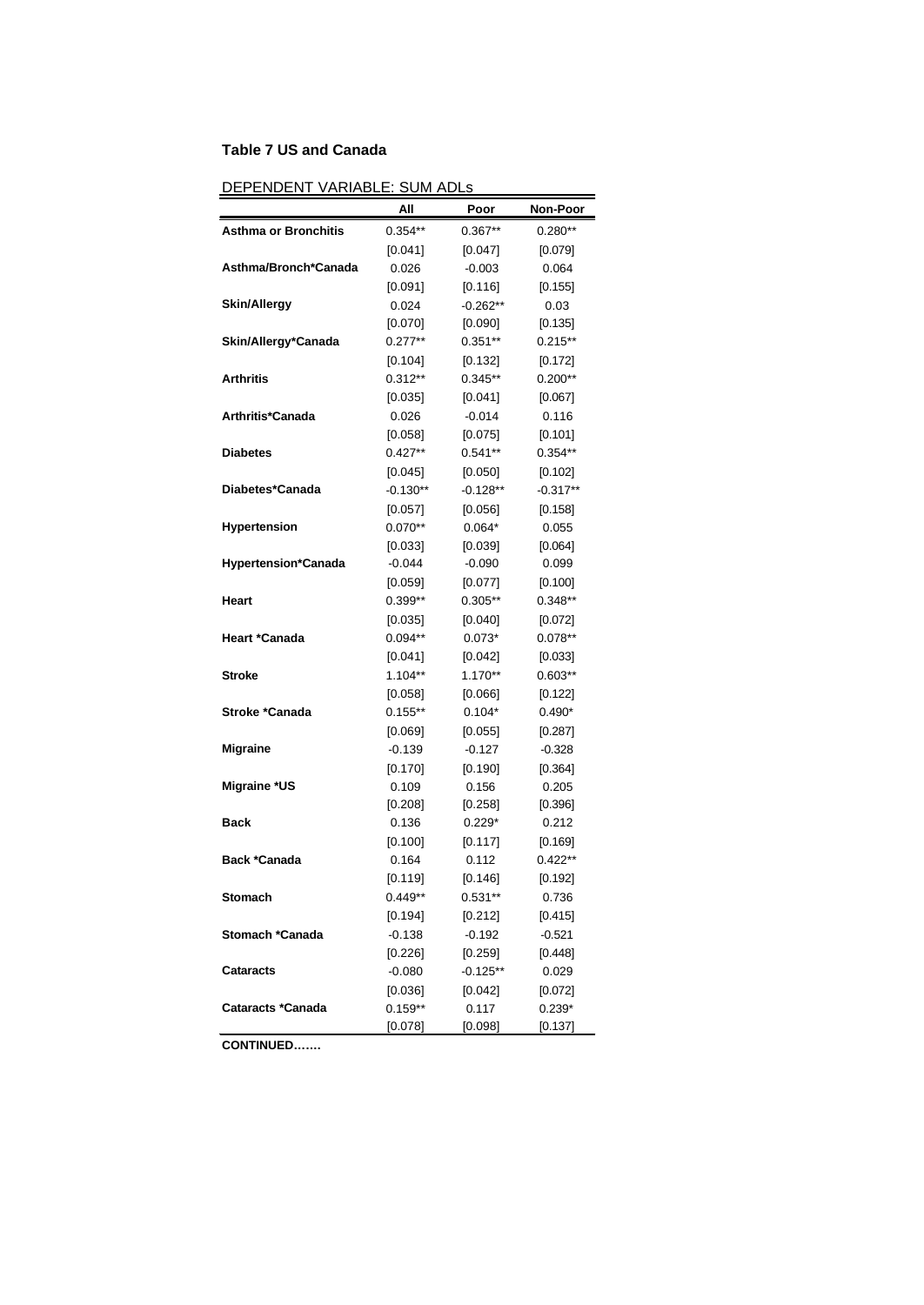**Table 7 US and Canada**

DEPENDENT VARIABLE: SUM ADLs

| | All | Poor | Non-Poor |
|---|---|---|---|
| **Asthma or Bronchitis** | 0.354** | 0.367** | 0.280** |
| | [0.041] | [0.047] | [0.079] |
| **Asthma/Bronch*Canada** | 0.026 | -0.003 | 0.064 |
| | [0.091] | [0.116] | [0.155] |
| **Skin/Allergy** | 0.024 | -0.262** | 0.03 |
| | [0.070] | [0.090] | [0.135] |
| **Skin/Allergy*Canada** | 0.277** | 0.351** | 0.215** |
| | [0.104] | [0.132] | [0.172] |
| **Arthritis** | 0.312** | 0.345** | 0.200** |
| | [0.035] | [0.041] | [0.067] |
| **Arthritis*Canada** | 0.026 | -0.014 | 0.116 |
| | [0.058] | [0.075] | [0.101] |
| **Diabetes** | 0.427** | 0.541** | 0.354** |
| | [0.045] | [0.050] | [0.102] |
| **Diabetes*Canada** | -0.130** | -0.128** | -0.317** |
| | [0.057] | [0.056] | [0.158] |
| **Hypertension** | 0.070** | 0.064* | 0.055 |
| | [0.033] | [0.039] | [0.064] |
| **Hypertension*Canada** | -0.044 | -0.090 | 0.099 |
| | [0.059] | [0.077] | [0.100] |
| **Heart** | 0.399** | 0.305** | 0.348** |
| | [0.035] | [0.040] | [0.072] |
| **Heart *Canada** | 0.094** | 0.073* | 0.078** |
| | [0.041] | [0.042] | [0.033] |
| **Stroke** | 1.104** | 1.170** | 0.603** |
| | [0.058] | [0.066] | [0.122] |
| **Stroke *Canada** | 0.155** | 0.104* | 0.490* |
| | [0.069] | [0.055] | [0.287] |
| **Migraine** | -0.139 | -0.127 | -0.328 |
| | [0.170] | [0.190] | [0.364] |
| **Migraine *US** | 0.109 | 0.156 | 0.205 |
| | [0.208] | [0.258] | [0.396] |
| **Back** | 0.136 | 0.229* | 0.212 |
| | [0.100] | [0.117] | [0.169] |
| **Back *Canada** | 0.164 | 0.112 | 0.422** |
| | [0.119] | [0.146] | [0.192] |
| **Stomach** | 0.449** | 0.531** | 0.736 |
| | [0.194] | [0.212] | [0.415] |
| **Stomach *Canada** | -0.138 | -0.192 | -0.521 |
| | [0.226] | [0.259] | [0.448] |
| **Cataracts** | -0.080 | -0.125** | 0.029 |
| | [0.036] | [0.042] | [0.072] |
| **Cataracts *Canada** | 0.159** | 0.117 | 0.239* |
| | [0.078] | [0.098] | [0.137] |

**CONTINUED…….**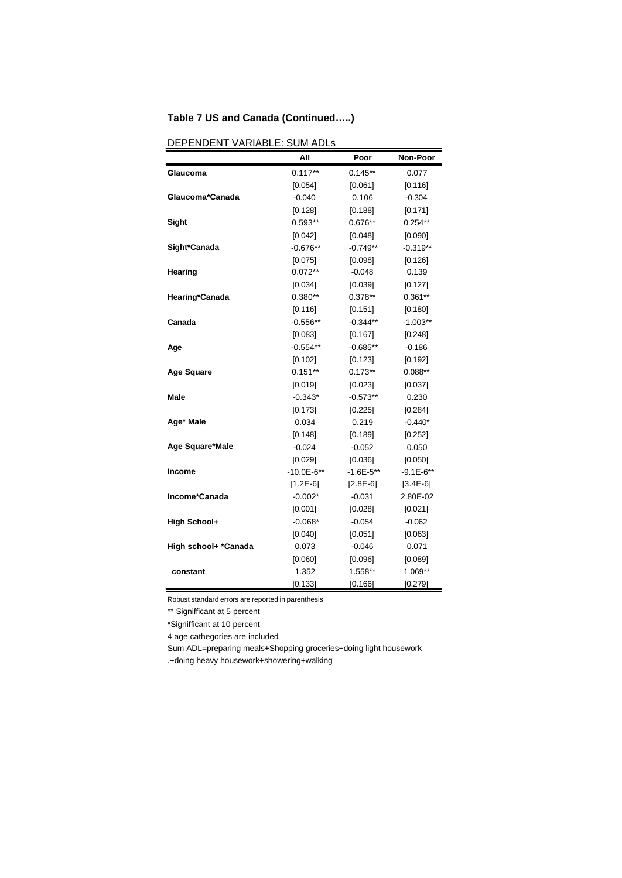**Table 7 US and Canada (Continued…..)**

DEPENDENT VARIABLE: SUM ADLs

| | All | Poor | Non-Poor |
|---|---|---|---|
| **Glaucoma** | 0.117** | 0.145** | 0.077 |
| | [0.054] | [0.061] | [0.116] |
| **Glaucoma*Canada** | -0.040 | 0.106 | -0.304 |
| | [0.128] | [0.188] | [0.171] |
| **Sight** | 0.593** | 0.676** | 0.254** |
| | [0.042] | [0.048] | [0.090] |
| **Sight*Canada** | -0.676** | -0.749** | -0.319** |
| | [0.075] | [0.098] | [0.126] |
| **Hearing** | 0.072** | -0.048 | 0.139 |
| | [0.034] | [0.039] | [0.127] |
| **Hearing*Canada** | 0.380** | 0.378** | 0.361** |
| | [0.116] | [0.151] | [0.180] |
| **Canada** | -0.556** | -0.344** | -1.003** |
| | [0.083] | [0.167] | [0.248] |
| **Age** | -0.554** | -0.685** | -0.186 |
| | [0.102] | [0.123] | [0.192] |
| **Age Square** | 0.151** | 0.173** | 0.088** |
| | [0.019] | [0.023] | [0.037] |
| **Male** | -0.343* | -0.573** | 0.230 |
| | [0.173] | [0.225] | [0.284] |
| **Age* Male** | 0.034 | 0.219 | -0.440* |
| | [0.148] | [0.189] | [0.252] |
| **Age Square*Male** | -0.024 | -0.052 | 0.050 |
| | [0.029] | [0.036] | [0.050] |
| **Income** | -10.0E-6** | -1.6E-5** | -9.1E-6** |
| | [1.2E-6] | [2.8E-6] | [3.4E-6] |
| **Income*Canada** | -0.002* | -0.031 | 2.80E-02 |
| | [0.001] | [0.028] | [0.021] |
| **High School+** | -0.068* | -0.054 | -0.062 |
| | [0.040] | [0.051] | [0.063] |
| **High school+ *Canada** | 0.073 | -0.046 | 0.071 |
| | [0.060] | [0.096] | [0.089] |
| **_constant** | 1.352 | 1.558** | 1.069** |
| | [0.133] | [0.166] | [0.279] |

Robust standard errors are reported in parenthesis

** Signifficant at 5 percent

*Signifficant at 10 percent

4 age cathegories are included

Sum ADL=preparing meals+Shopping groceries+doing light housework .+doing heavy housework+showering+walking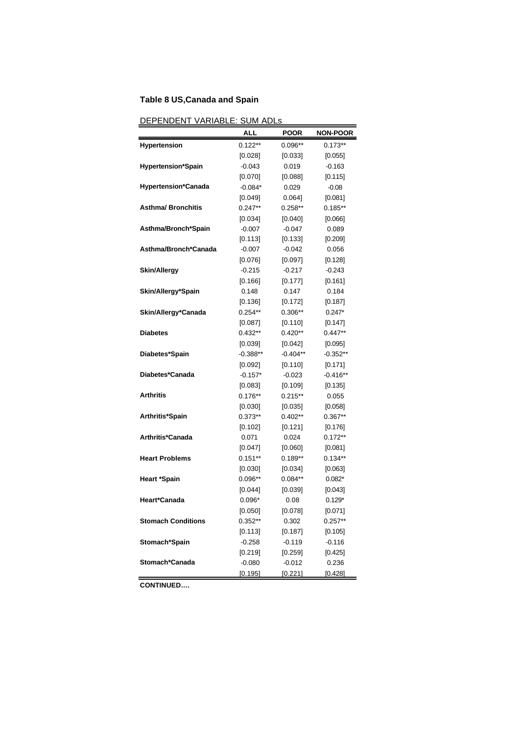**Table 8 US,Canada and Spain**

DEPENDENT VARIABLE: SUM ADLs

| | ALL | POOR | NON-POOR |
|---|---|---|---|
| **Hypertension** | 0.122** | 0.096** | 0.173** |
| | [0.028] | [0.033] | [0.055] |
| **Hypertension*Spain** | -0.043 | 0.019 | -0.163 |
| | [0.070] | [0.088] | [0.115] |
| **Hypertension*Canada** | -0.084* | 0.029 | -0.08 |
| | [0.049] | 0.064] | [0.081] |
| **Asthma/ Bronchitis** | 0.247** | 0.258** | 0.185** |
| | [0.034] | [0.040] | [0.066] |
| **Asthma/Bronch*Spain** | -0.007 | -0.047 | 0.089 |
| | [0.113] | [0.133] | [0.209] |
| **Asthma/Bronch*Canada** | -0.007 | -0.042 | 0.056 |
| | [0.076] | [0.097] | [0.128] |
| **Skin/Allergy** | -0.215 | -0.217 | -0.243 |
| | [0.166] | [0.177] | [0.161] |
| **Skin/Allergy*Spain** | 0.148 | 0.147 | 0.184 |
| | [0.136] | [0.172] | [0.187] |
| **Skin/Allergy*Canada** | 0.254** | 0.306** | 0.247* |
| | [0.087] | [0.110] | [0.147] |
| **Diabetes** | 0.432** | 0.420** | 0.447** |
| | [0.039] | [0.042] | [0.095] |
| **Diabetes*Spain** | -0.388** | -0.404** | -0.352** |
| | [0.092] | [0.110] | [0.171] |
| **Diabetes*Canada** | -0.157* | -0.023 | -0.416** |
| | [0.083] | [0.109] | [0.135] |
| **Arthritis** | 0.176** | 0.215** | 0.055 |
| | [0.030] | [0.035] | [0.058] |
| **Arthritis*Spain** | 0.373** | 0.402** | 0.367** |
| | [0.102] | [0.121] | [0.176] |
| **Arthritis*Canada** | 0.071 | 0.024 | 0.172** |
| | [0.047] | [0.060] | [0.081] |
| **Heart Problems** | 0.151** | 0.189** | 0.134** |
| | [0.030] | [0.034] | [0.063] |
| **Heart *Spain** | 0.096** | 0.084** | 0.082* |
| | [0.044] | [0.039] | [0.043] |
| **Heart*Canada** | 0.096* | 0.08 | 0.129* |
| | [0.050] | [0.078] | [0.071] |
| **Stomach Conditions** | 0.352** | 0.302 | 0.257** |
| | [0.113] | [0.187] | [0.105] |
| **Stomach*Spain** | -0.258 | -0.119 | -0.116 |
| | [0.219] | [0.259] | [0.425] |
| **Stomach*Canada** | -0.080 | -0.012 | 0.236 |
| | [0.195] | [0.221] | [0.428] |

**CONTINUED….**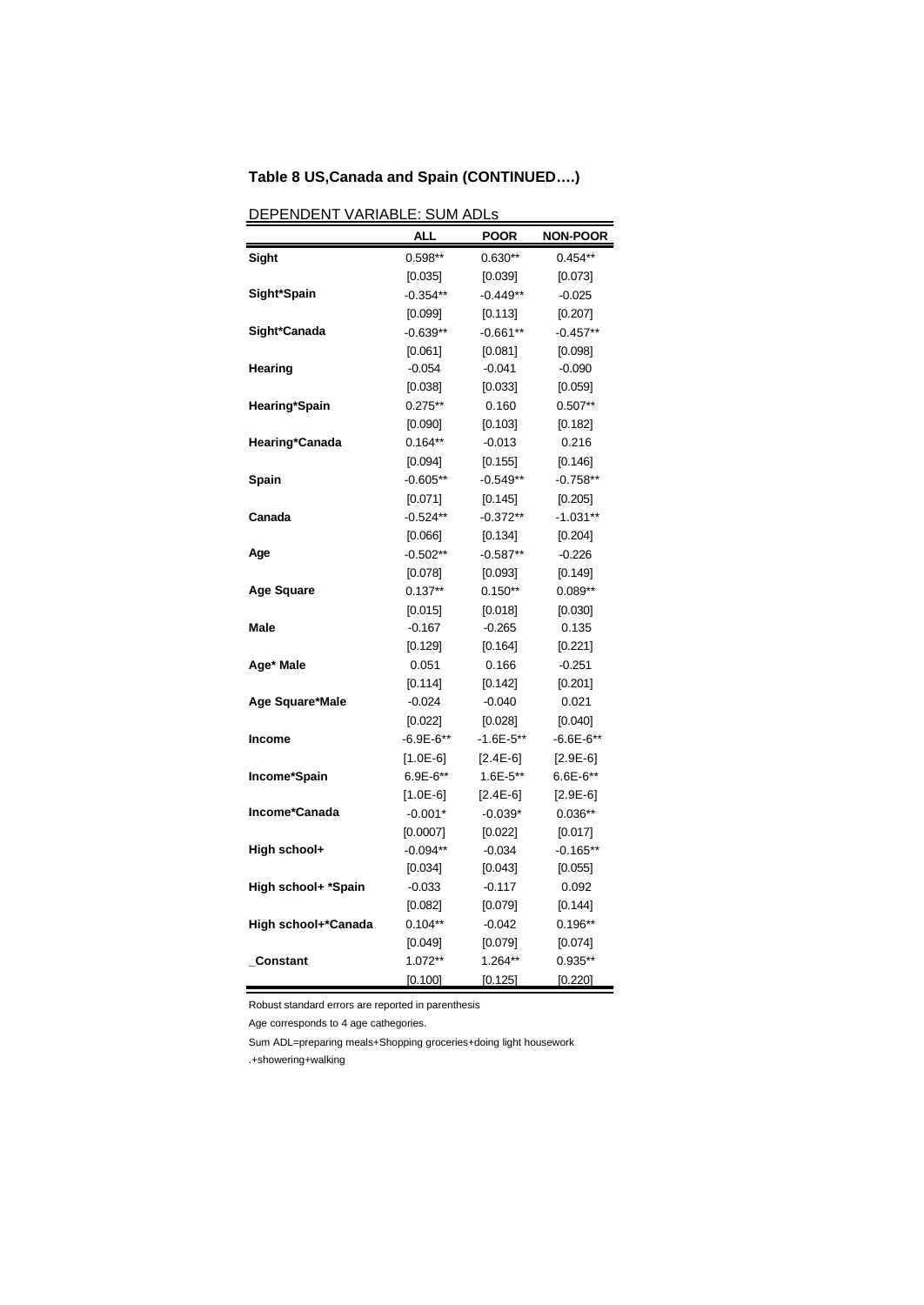**Table 8 US,Canada and Spain (CONTINUED….)**

DEPENDENT VARIABLE: SUM ADLs

| | ALL | POOR | NON-POOR |
|---|---|---|---|
| **Sight** | 0.598** | 0.630** | 0.454** |
| | [0.035] | [0.039] | [0.073] |
| **Sight*Spain** | -0.354** | -0.449** | -0.025 |
| | [0.099] | [0.113] | [0.207] |
| **Sight*Canada** | -0.639** | -0.661** | -0.457** |
| | [0.061] | [0.081] | [0.098] |
| **Hearing** | -0.054 | -0.041 | -0.090 |
| | [0.038] | [0.033] | [0.059] |
| **Hearing*Spain** | 0.275** | 0.160 | 0.507** |
| | [0.090] | [0.103] | [0.182] |
| **Hearing*Canada** | 0.164** | -0.013 | 0.216 |
| | [0.094] | [0.155] | [0.146] |
| **Spain** | -0.605** | -0.549** | -0.758** |
| | [0.071] | [0.145] | [0.205] |
| **Canada** | -0.524** | -0.372** | -1.031** |
| | [0.066] | [0.134] | [0.204] |
| **Age** | -0.502** | -0.587** | -0.226 |
| | [0.078] | [0.093] | [0.149] |
| **Age Square** | 0.137** | 0.150** | 0.089** |
| | [0.015] | [0.018] | [0.030] |
| **Male** | -0.167 | -0.265 | 0.135 |
| | [0.129] | [0.164] | [0.221] |
| **Age* Male** | 0.051 | 0.166 | -0.251 |
| | [0.114] | [0.142] | [0.201] |
| **Age Square*Male** | -0.024 | -0.040 | 0.021 |
| | [0.022] | [0.028] | [0.040] |
| **Income** | -6.9E-6** | -1.6E-5** | -6.6E-6** |
| | [1.0E-6] | [2.4E-6] | [2.9E-6] |
| **Income*Spain** | 6.9E-6** | 1.6E-5** | 6.6E-6** |
| | [1.0E-6] | [2.4E-6] | [2.9E-6] |
| **Income*Canada** | -0.001* | -0.039* | 0.036** |
| | [0.0007] | [0.022] | [0.017] |
| **High school+** | -0.094** | -0.034 | -0.165** |
| | [0.034] | [0.043] | [0.055] |
| **High school+ *Spain** | -0.033 | -0.117 | 0.092 |
| | [0.082] | [0.079] | [0.144] |
| **High school+*Canada** | 0.104** | -0.042 | 0.196** |
| | [0.049] | [0.079] | [0.074] |
| **_Constant** | 1.072** | 1.264** | 0.935** |
| | [0.100] | [0.125] | [0.220] |

Robust standard errors are reported in parenthesis

Age corresponds to 4 age cathegories.

Sum ADL=preparing meals+Shopping groceries+doing light housework

.+showering+walking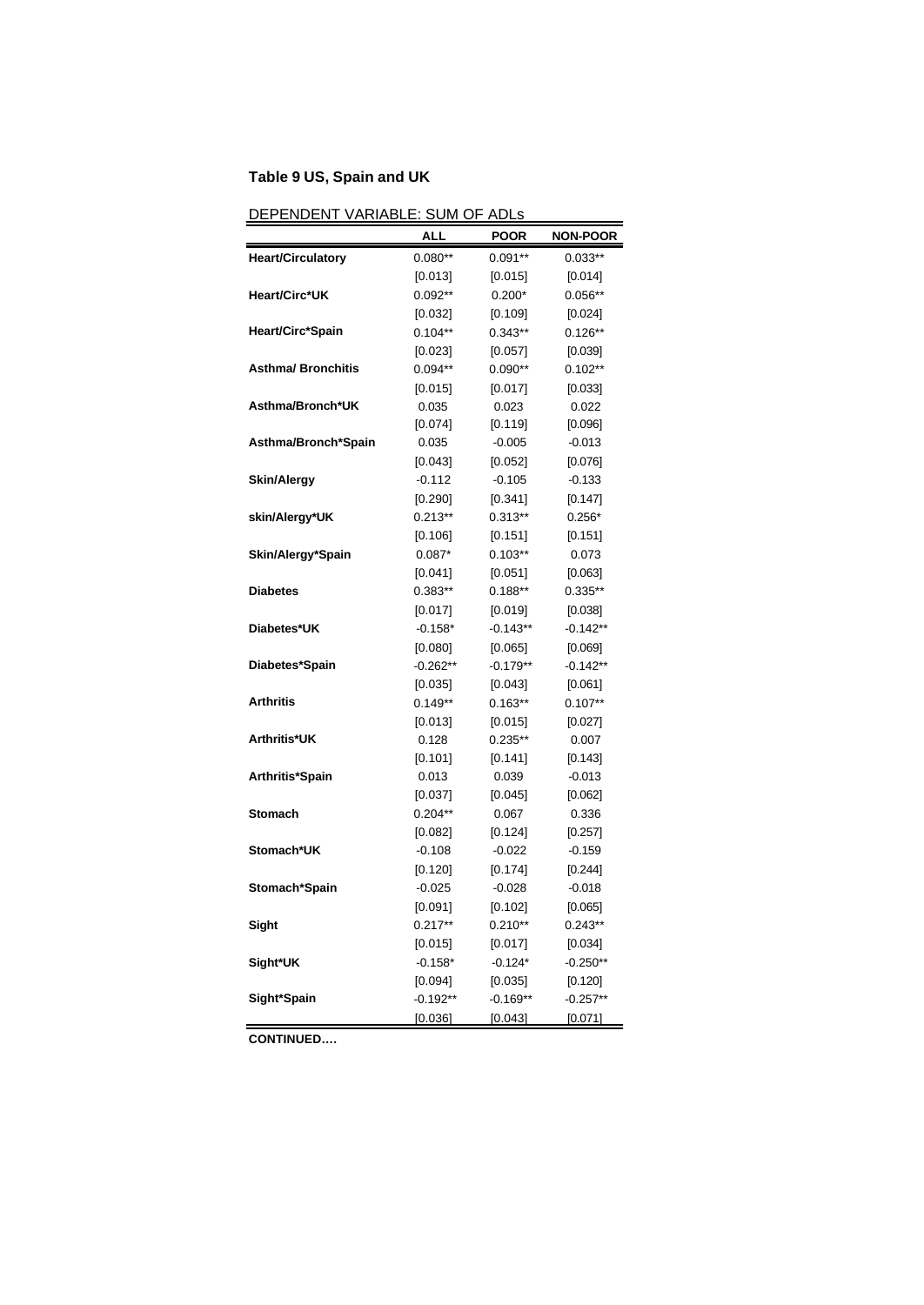**Table 9 US, Spain and UK**

DEPENDENT VARIABLE: SUM OF ADLs

| | ALL | POOR | NON-POOR |
|---|---|---|---|
| **Heart/Circulatory** | 0.080** | 0.091** | 0.033** |
| | [0.013] | [0.015] | [0.014] |
| **Heart/Circ*UK** | 0.092** | 0.200* | 0.056** |
| | [0.032] | [0.109] | [0.024] |
| **Heart/Circ*Spain** | 0.104** | 0.343** | 0.126** |
| | [0.023] | [0.057] | [0.039] |
| **Asthma/ Bronchitis** | 0.094** | 0.090** | 0.102** |
| | [0.015] | [0.017] | [0.033] |
| **Asthma/Bronch*UK** | 0.035 | 0.023 | 0.022 |
| | [0.074] | [0.119] | [0.096] |
| **Asthma/Bronch*Spain** | 0.035 | -0.005 | -0.013 |
| | [0.043] | [0.052] | [0.076] |
| **Skin/Alergy** | -0.112 | -0.105 | -0.133 |
| | [0.290] | [0.341] | [0.147] |
| **skin/Alergy*UK** | 0.213** | 0.313** | 0.256* |
| | [0.106] | [0.151] | [0.151] |
| **Skin/Alergy*Spain** | 0.087* | 0.103** | 0.073 |
| | [0.041] | [0.051] | [0.063] |
| **Diabetes** | 0.383** | 0.188** | 0.335** |
| | [0.017] | [0.019] | [0.038] |
| **Diabetes*UK** | -0.158* | -0.143** | -0.142** |
| | [0.080] | [0.065] | [0.069] |
| **Diabetes*Spain** | -0.262** | -0.179** | -0.142** |
| | [0.035] | [0.043] | [0.061] |
| **Arthritis** | 0.149** | 0.163** | 0.107** |
| | [0.013] | [0.015] | [0.027] |
| **Arthritis*UK** | 0.128 | 0.235** | 0.007 |
| | [0.101] | [0.141] | [0.143] |
| **Arthritis*Spain** | 0.013 | 0.039 | -0.013 |
| | [0.037] | [0.045] | [0.062] |
| **Stomach** | 0.204** | 0.067 | 0.336 |
| | [0.082] | [0.124] | [0.257] |
| **Stomach*UK** | -0.108 | -0.022 | -0.159 |
| | [0.120] | [0.174] | [0.244] |
| **Stomach*Spain** | -0.025 | -0.028 | -0.018 |
| | [0.091] | [0.102] | [0.065] |
| **Sight** | 0.217** | 0.210** | 0.243** |
| | [0.015] | [0.017] | [0.034] |
| **Sight*UK** | -0.158* | -0.124* | -0.250** |
| | [0.094] | [0.035] | [0.120] |
| **Sight*Spain** | -0.192** | -0.169** | -0.257** |
| | [0.036] | [0.043] | [0.071] |

**CONTINUED….**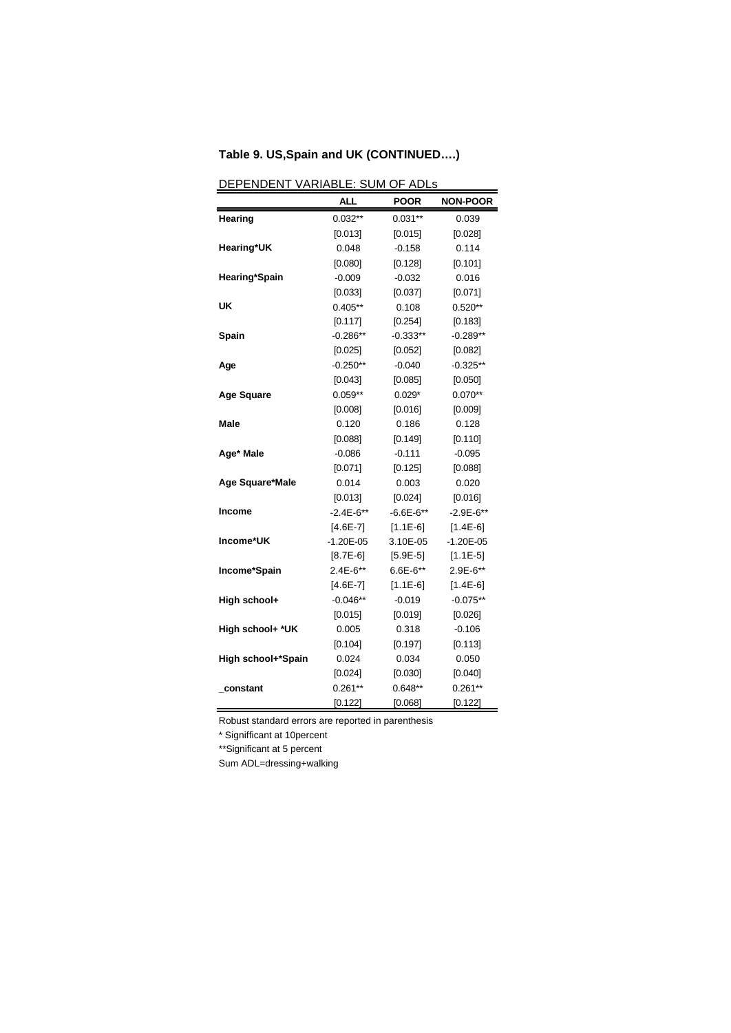**Table 9. US,Spain and UK (CONTINUED….)**

DEPENDENT VARIABLE: SUM OF ADLs

| | ALL | POOR | NON-POOR |
|---|---|---|---|
| **Hearing** | 0.032** | 0.031** | 0.039 |
| | [0.013] | [0.015] | [0.028] |
| **Hearing*UK** | 0.048 | -0.158 | 0.114 |
| | [0.080] | [0.128] | [0.101] |
| **Hearing*Spain** | -0.009 | -0.032 | 0.016 |
| | [0.033] | [0.037] | [0.071] |
| **UK** | 0.405** | 0.108 | 0.520** |
| | [0.117] | [0.254] | [0.183] |
| **Spain** | -0.286** | -0.333** | -0.289** |
| | [0.025] | [0.052] | [0.082] |
| **Age** | -0.250** | -0.040 | -0.325** |
| | [0.043] | [0.085] | [0.050] |
| **Age Square** | 0.059** | 0.029* | 0.070** |
| | [0.008] | [0.016] | [0.009] |
| **Male** | 0.120 | 0.186 | 0.128 |
| | [0.088] | [0.149] | [0.110] |
| **Age* Male** | -0.086 | -0.111 | -0.095 |
| | [0.071] | [0.125] | [0.088] |
| **Age Square*Male** | 0.014 | 0.003 | 0.020 |
| | [0.013] | [0.024] | [0.016] |
| **Income** | -2.4E-6** | -6.6E-6** | -2.9E-6** |
| | [4.6E-7] | [1.1E-6] | [1.4E-6] |
| **Income*UK** | -1.20E-05 | 3.10E-05 | -1.20E-05 |
| | [8.7E-6] | [5.9E-5] | [1.1E-5] |
| **Income*Spain** | 2.4E-6** | 6.6E-6** | 2.9E-6** |
| | [4.6E-7] | [1.1E-6] | [1.4E-6] |
| **High school+** | -0.046** | -0.019 | -0.075** |
| | [0.015] | [0.019] | [0.026] |
| **High school+ *UK** | 0.005 | 0.318 | -0.106 |
| | [0.104] | [0.197] | [0.113] |
| **High school+*Spain** | 0.024 | 0.034 | 0.050 |
| | [0.024] | [0.030] | [0.040] |
| **_constant** | 0.261** | 0.648** | 0.261** |
| | [0.122] | [0.068] | [0.122] |

Robust standard errors are reported in parenthesis

* Signifficant at 10percent

**Significant at 5 percent

Sum ADL=dressing+walking